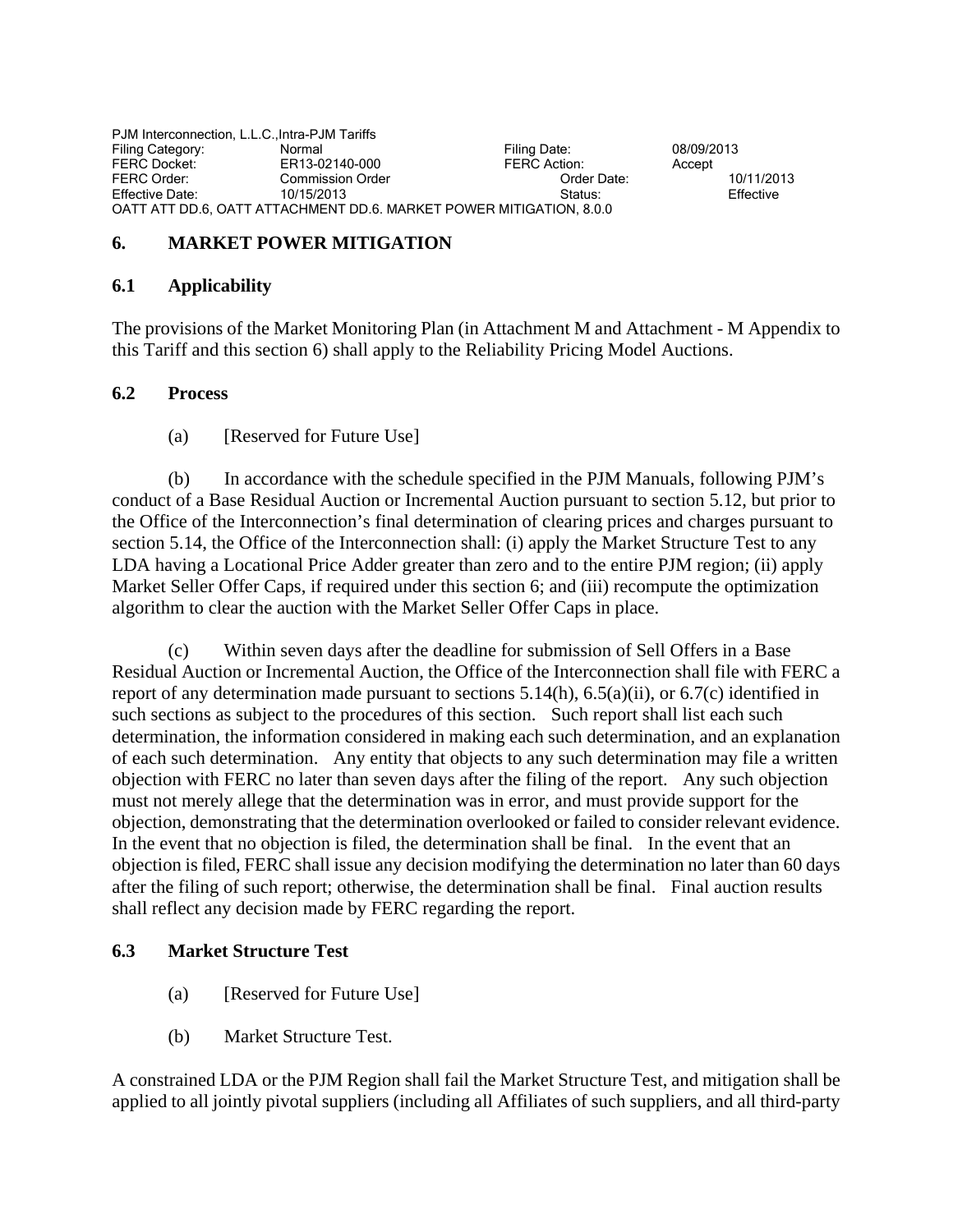PJM Interconnection, L.L.C.,Intra-PJM Tariffs

| | | | |
|---|---|---|---|
| Filing Category: | Normal | Filing Date: | 08/09/2013 |
| FERC Docket: | ER13-02140-000 | FERC Action: | Accept |
| FERC Order: | Commission Order | Order Date: | 10/11/2013 |
| Effective Date: | 10/15/2013 | Status: | Effective |

OATT ATT DD.6, OATT ATTACHMENT DD.6. MARKET POWER MITIGATION, 8.0.0

# 6. MARKET POWER MITIGATION

## 6.1 Applicability

The provisions of the Market Monitoring Plan (in Attachment M and Attachment - M Appendix to this Tariff and this section 6) shall apply to the Reliability Pricing Model Auctions.

## 6.2 Process

(a) [Reserved for Future Use]

(b) In accordance with the schedule specified in the PJM Manuals, following PJM's conduct of a Base Residual Auction or Incremental Auction pursuant to section 5.12, but prior to the Office of the Interconnection's final determination of clearing prices and charges pursuant to section 5.14, the Office of the Interconnection shall: (i) apply the Market Structure Test to any LDA having a Locational Price Adder greater than zero and to the entire PJM region; (ii) apply Market Seller Offer Caps, if required under this section 6; and (iii) recompute the optimization algorithm to clear the auction with the Market Seller Offer Caps in place.

(c) Within seven days after the deadline for submission of Sell Offers in a Base Residual Auction or Incremental Auction, the Office of the Interconnection shall file with FERC a report of any determination made pursuant to sections 5.14(h), 6.5(a)(ii), or 6.7(c) identified in such sections as subject to the procedures of this section. Such report shall list each such determination, the information considered in making each such determination, and an explanation of each such determination. Any entity that objects to any such determination may file a written objection with FERC no later than seven days after the filing of the report. Any such objection must not merely allege that the determination was in error, and must provide support for the objection, demonstrating that the determination overlooked or failed to consider relevant evidence. In the event that no objection is filed, the determination shall be final. In the event that an objection is filed, FERC shall issue any decision modifying the determination no later than 60 days after the filing of such report; otherwise, the determination shall be final. Final auction results shall reflect any decision made by FERC regarding the report.

## 6.3 Market Structure Test

(a) [Reserved for Future Use]

(b) Market Structure Test.

A constrained LDA or the PJM Region shall fail the Market Structure Test, and mitigation shall be applied to all jointly pivotal suppliers (including all Affiliates of such suppliers, and all third-party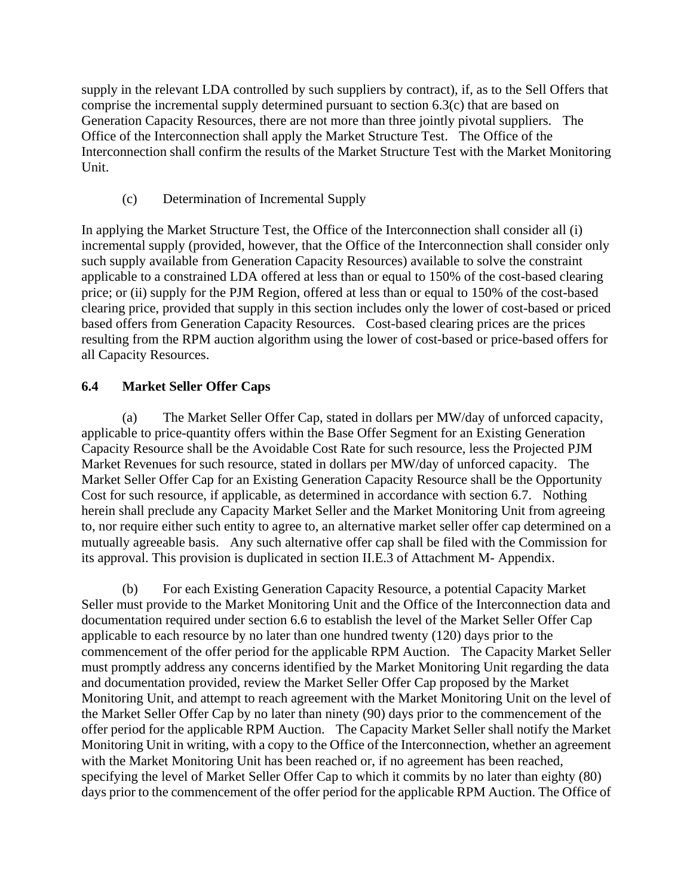supply in the relevant LDA controlled by such suppliers by contract), if, as to the Sell Offers that comprise the incremental supply determined pursuant to section 6.3(c) that are based on Generation Capacity Resources, there are not more than three jointly pivotal suppliers. The Office of the Interconnection shall apply the Market Structure Test. The Office of the Interconnection shall confirm the results of the Market Structure Test with the Market Monitoring Unit.

(c) Determination of Incremental Supply

In applying the Market Structure Test, the Office of the Interconnection shall consider all (i) incremental supply (provided, however, that the Office of the Interconnection shall consider only such supply available from Generation Capacity Resources) available to solve the constraint applicable to a constrained LDA offered at less than or equal to 150% of the cost-based clearing price; or (ii) supply for the PJM Region, offered at less than or equal to 150% of the cost-based clearing price, provided that supply in this section includes only the lower of cost-based or priced based offers from Generation Capacity Resources. Cost-based clearing prices are the prices resulting from the RPM auction algorithm using the lower of cost-based or price-based offers for all Capacity Resources.

## 6.4 Market Seller Offer Caps

(a) The Market Seller Offer Cap, stated in dollars per MW/day of unforced capacity, applicable to price-quantity offers within the Base Offer Segment for an Existing Generation Capacity Resource shall be the Avoidable Cost Rate for such resource, less the Projected PJM Market Revenues for such resource, stated in dollars per MW/day of unforced capacity. The Market Seller Offer Cap for an Existing Generation Capacity Resource shall be the Opportunity Cost for such resource, if applicable, as determined in accordance with section 6.7. Nothing herein shall preclude any Capacity Market Seller and the Market Monitoring Unit from agreeing to, nor require either such entity to agree to, an alternative market seller offer cap determined on a mutually agreeable basis. Any such alternative offer cap shall be filed with the Commission for its approval. This provision is duplicated in section II.E.3 of Attachment M- Appendix.

(b) For each Existing Generation Capacity Resource, a potential Capacity Market Seller must provide to the Market Monitoring Unit and the Office of the Interconnection data and documentation required under section 6.6 to establish the level of the Market Seller Offer Cap applicable to each resource by no later than one hundred twenty (120) days prior to the commencement of the offer period for the applicable RPM Auction. The Capacity Market Seller must promptly address any concerns identified by the Market Monitoring Unit regarding the data and documentation provided, review the Market Seller Offer Cap proposed by the Market Monitoring Unit, and attempt to reach agreement with the Market Monitoring Unit on the level of the Market Seller Offer Cap by no later than ninety (90) days prior to the commencement of the offer period for the applicable RPM Auction. The Capacity Market Seller shall notify the Market Monitoring Unit in writing, with a copy to the Office of the Interconnection, whether an agreement with the Market Monitoring Unit has been reached or, if no agreement has been reached, specifying the level of Market Seller Offer Cap to which it commits by no later than eighty (80) days prior to the commencement of the offer period for the applicable RPM Auction. The Office of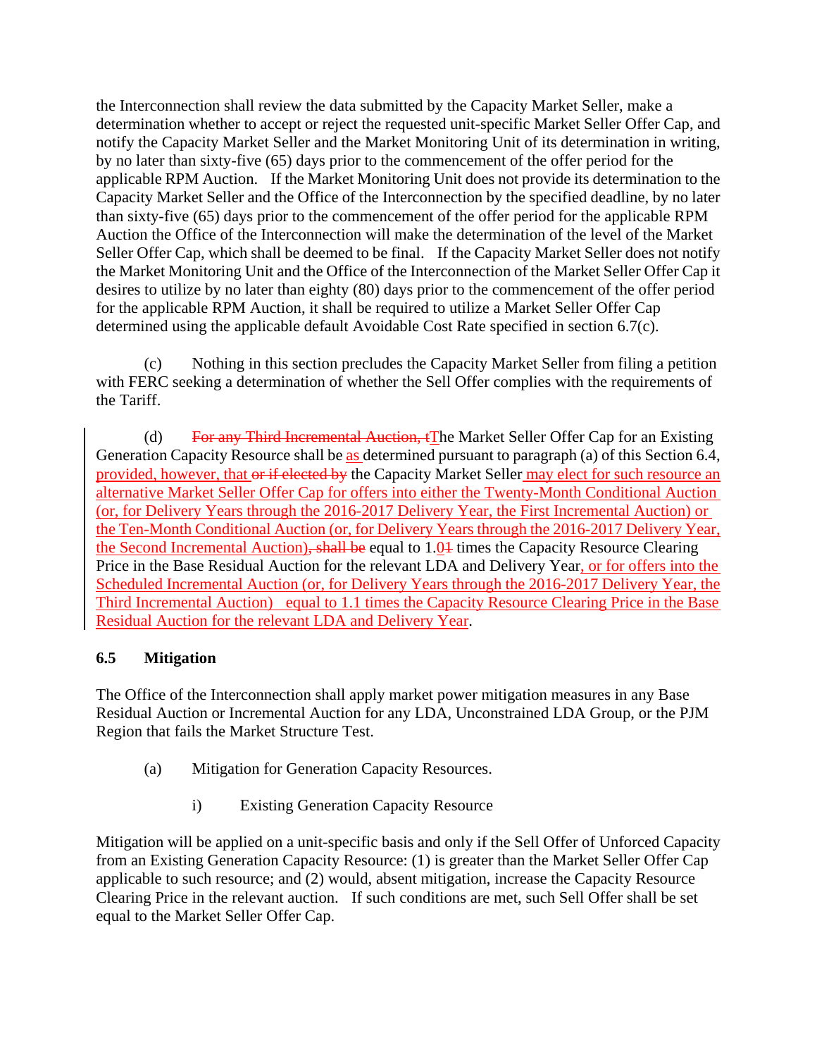the Interconnection shall review the data submitted by the Capacity Market Seller, make a determination whether to accept or reject the requested unit-specific Market Seller Offer Cap, and notify the Capacity Market Seller and the Market Monitoring Unit of its determination in writing, by no later than sixty-five (65) days prior to the commencement of the offer period for the applicable RPM Auction. If the Market Monitoring Unit does not provide its determination to the Capacity Market Seller and the Office of the Interconnection by the specified deadline, by no later than sixty-five (65) days prior to the commencement of the offer period for the applicable RPM Auction the Office of the Interconnection will make the determination of the level of the Market Seller Offer Cap, which shall be deemed to be final. If the Capacity Market Seller does not notify the Market Monitoring Unit and the Office of the Interconnection of the Market Seller Offer Cap it desires to utilize by no later than eighty (80) days prior to the commencement of the offer period for the applicable RPM Auction, it shall be required to utilize a Market Seller Offer Cap determined using the applicable default Avoidable Cost Rate specified in section 6.7(c).

(c) Nothing in this section precludes the Capacity Market Seller from filing a petition with FERC seeking a determination of whether the Sell Offer complies with the requirements of the Tariff.

(d) ~~For any Third Incremental Auction, t~~The Market Seller Offer Cap for an Existing Generation Capacity Resource shall be as determined pursuant to paragraph (a) of this Section 6.4, provided, however, that ~~or if elected by~~ the Capacity Market Seller may elect for such resource an alternative Market Seller Offer Cap for offers into either the Twenty-Month Conditional Auction (or, for Delivery Years through the 2016-2017 Delivery Year, the First Incremental Auction) or the Ten-Month Conditional Auction (or, for Delivery Years through the 2016-2017 Delivery Year, the Second Incremental Auction)~~, shall be~~ equal to 1.0~~1~~ times the Capacity Resource Clearing Price in the Base Residual Auction for the relevant LDA and Delivery Year, or for offers into the Scheduled Incremental Auction (or, for Delivery Years through the 2016-2017 Delivery Year, the Third Incremental Auction) equal to 1.1 times the Capacity Resource Clearing Price in the Base Residual Auction for the relevant LDA and Delivery Year.

## 6.5 Mitigation

The Office of the Interconnection shall apply market power mitigation measures in any Base Residual Auction or Incremental Auction for any LDA, Unconstrained LDA Group, or the PJM Region that fails the Market Structure Test.

(a) Mitigation for Generation Capacity Resources.

i) Existing Generation Capacity Resource

Mitigation will be applied on a unit-specific basis and only if the Sell Offer of Unforced Capacity from an Existing Generation Capacity Resource: (1) is greater than the Market Seller Offer Cap applicable to such resource; and (2) would, absent mitigation, increase the Capacity Resource Clearing Price in the relevant auction. If such conditions are met, such Sell Offer shall be set equal to the Market Seller Offer Cap.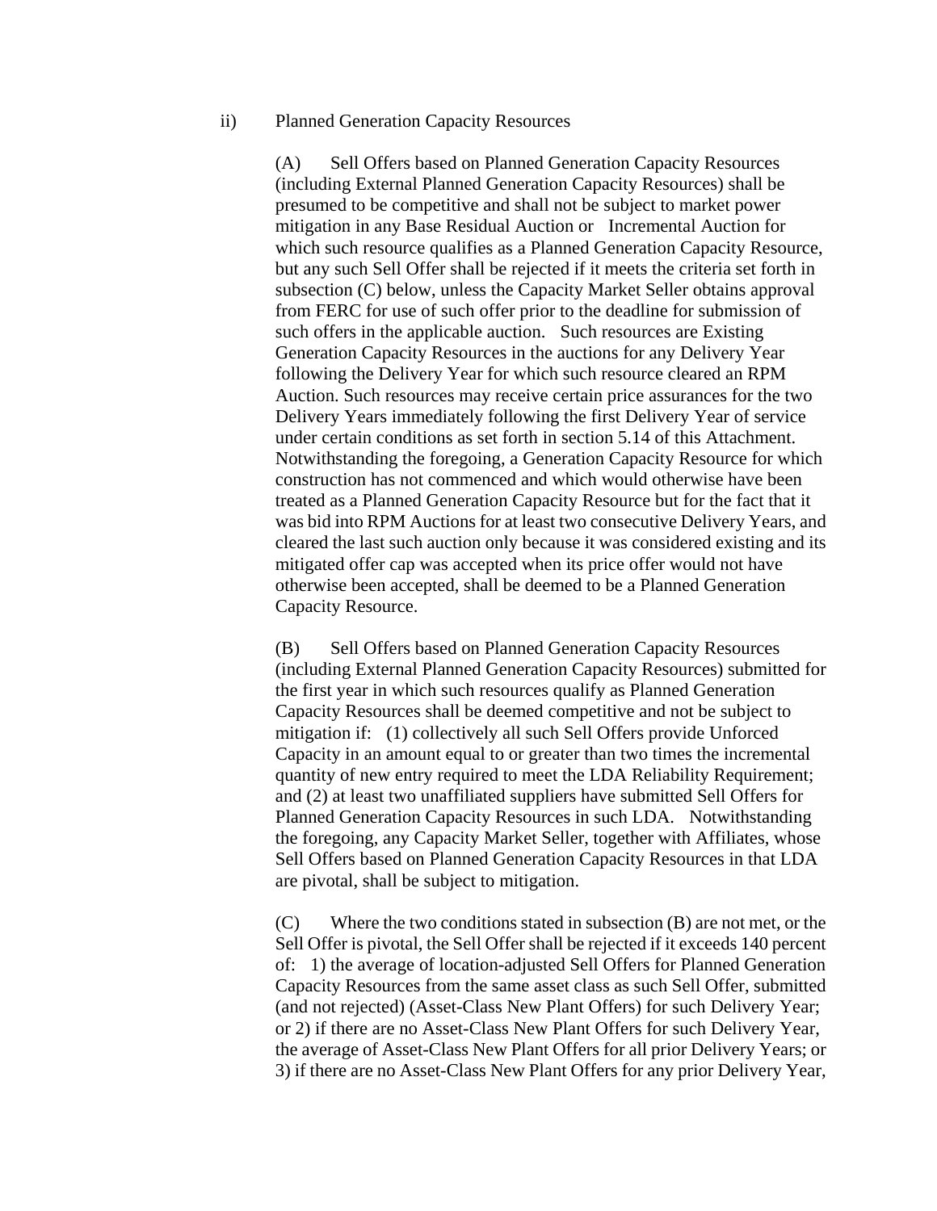ii) Planned Generation Capacity Resources

(A) Sell Offers based on Planned Generation Capacity Resources (including External Planned Generation Capacity Resources) shall be presumed to be competitive and shall not be subject to market power mitigation in any Base Residual Auction or Incremental Auction for which such resource qualifies as a Planned Generation Capacity Resource, but any such Sell Offer shall be rejected if it meets the criteria set forth in subsection (C) below, unless the Capacity Market Seller obtains approval from FERC for use of such offer prior to the deadline for submission of such offers in the applicable auction. Such resources are Existing Generation Capacity Resources in the auctions for any Delivery Year following the Delivery Year for which such resource cleared an RPM Auction. Such resources may receive certain price assurances for the two Delivery Years immediately following the first Delivery Year of service under certain conditions as set forth in section 5.14 of this Attachment. Notwithstanding the foregoing, a Generation Capacity Resource for which construction has not commenced and which would otherwise have been treated as a Planned Generation Capacity Resource but for the fact that it was bid into RPM Auctions for at least two consecutive Delivery Years, and cleared the last such auction only because it was considered existing and its mitigated offer cap was accepted when its price offer would not have otherwise been accepted, shall be deemed to be a Planned Generation Capacity Resource.

(B) Sell Offers based on Planned Generation Capacity Resources (including External Planned Generation Capacity Resources) submitted for the first year in which such resources qualify as Planned Generation Capacity Resources shall be deemed competitive and not be subject to mitigation if: (1) collectively all such Sell Offers provide Unforced Capacity in an amount equal to or greater than two times the incremental quantity of new entry required to meet the LDA Reliability Requirement; and (2) at least two unaffiliated suppliers have submitted Sell Offers for Planned Generation Capacity Resources in such LDA. Notwithstanding the foregoing, any Capacity Market Seller, together with Affiliates, whose Sell Offers based on Planned Generation Capacity Resources in that LDA are pivotal, shall be subject to mitigation.

(C) Where the two conditions stated in subsection (B) are not met, or the Sell Offer is pivotal, the Sell Offer shall be rejected if it exceeds 140 percent of: 1) the average of location-adjusted Sell Offers for Planned Generation Capacity Resources from the same asset class as such Sell Offer, submitted (and not rejected) (Asset-Class New Plant Offers) for such Delivery Year; or 2) if there are no Asset-Class New Plant Offers for such Delivery Year, the average of Asset-Class New Plant Offers for all prior Delivery Years; or 3) if there are no Asset-Class New Plant Offers for any prior Delivery Year,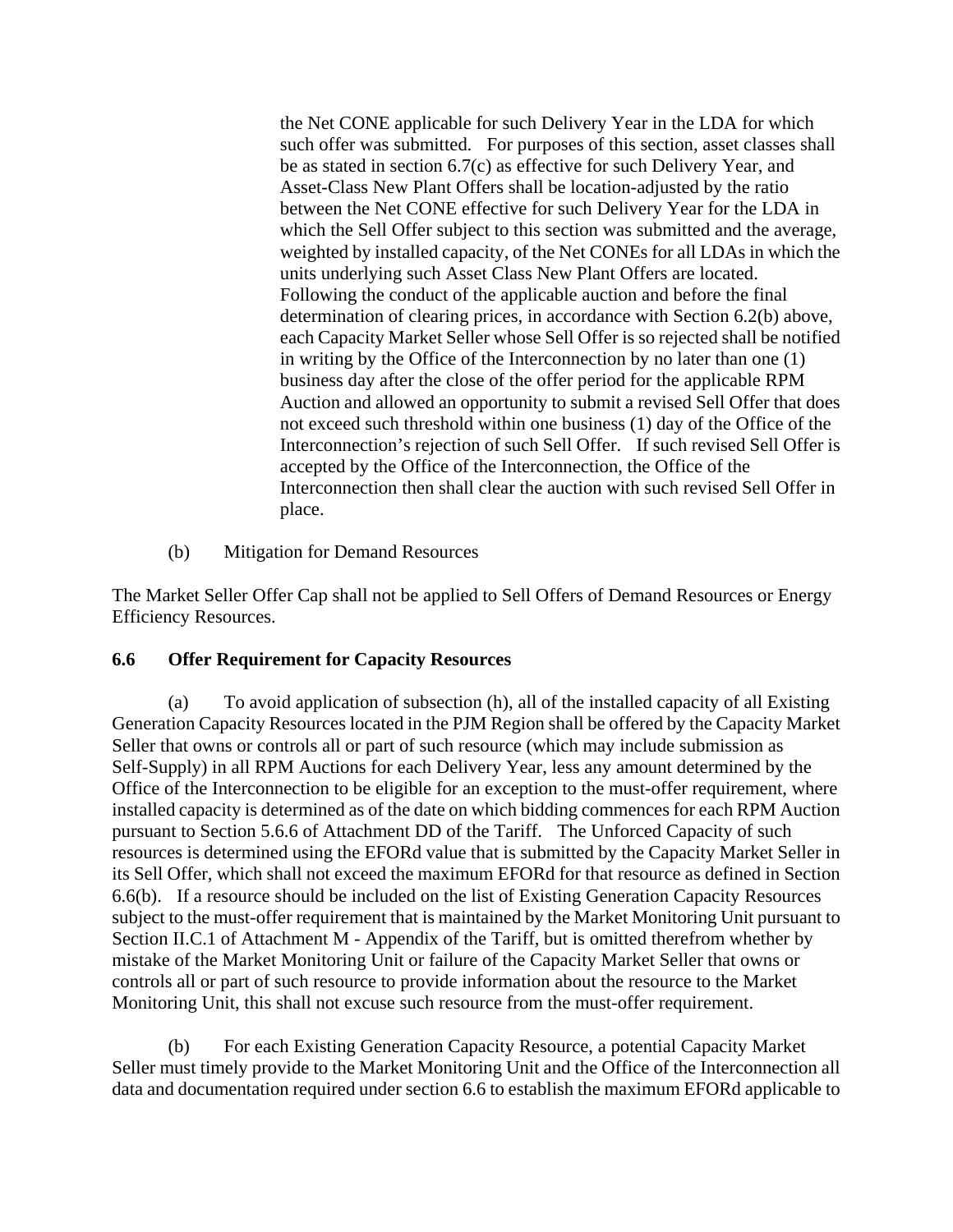the Net CONE applicable for such Delivery Year in the LDA for which such offer was submitted. For purposes of this section, asset classes shall be as stated in section 6.7(c) as effective for such Delivery Year, and Asset-Class New Plant Offers shall be location-adjusted by the ratio between the Net CONE effective for such Delivery Year for the LDA in which the Sell Offer subject to this section was submitted and the average, weighted by installed capacity, of the Net CONEs for all LDAs in which the units underlying such Asset Class New Plant Offers are located. Following the conduct of the applicable auction and before the final determination of clearing prices, in accordance with Section 6.2(b) above, each Capacity Market Seller whose Sell Offer is so rejected shall be notified in writing by the Office of the Interconnection by no later than one (1) business day after the close of the offer period for the applicable RPM Auction and allowed an opportunity to submit a revised Sell Offer that does not exceed such threshold within one business (1) day of the Office of the Interconnection's rejection of such Sell Offer. If such revised Sell Offer is accepted by the Office of the Interconnection, the Office of the Interconnection then shall clear the auction with such revised Sell Offer in place.

(b) Mitigation for Demand Resources

The Market Seller Offer Cap shall not be applied to Sell Offers of Demand Resources or Energy Efficiency Resources.

**6.6 Offer Requirement for Capacity Resources**

(a) To avoid application of subsection (h), all of the installed capacity of all Existing Generation Capacity Resources located in the PJM Region shall be offered by the Capacity Market Seller that owns or controls all or part of such resource (which may include submission as Self-Supply) in all RPM Auctions for each Delivery Year, less any amount determined by the Office of the Interconnection to be eligible for an exception to the must-offer requirement, where installed capacity is determined as of the date on which bidding commences for each RPM Auction pursuant to Section 5.6.6 of Attachment DD of the Tariff. The Unforced Capacity of such resources is determined using the EFORd value that is submitted by the Capacity Market Seller in its Sell Offer, which shall not exceed the maximum EFORd for that resource as defined in Section 6.6(b). If a resource should be included on the list of Existing Generation Capacity Resources subject to the must-offer requirement that is maintained by the Market Monitoring Unit pursuant to Section II.C.1 of Attachment M - Appendix of the Tariff, but is omitted therefrom whether by mistake of the Market Monitoring Unit or failure of the Capacity Market Seller that owns or controls all or part of such resource to provide information about the resource to the Market Monitoring Unit, this shall not excuse such resource from the must-offer requirement.

(b) For each Existing Generation Capacity Resource, a potential Capacity Market Seller must timely provide to the Market Monitoring Unit and the Office of the Interconnection all data and documentation required under section 6.6 to establish the maximum EFORd applicable to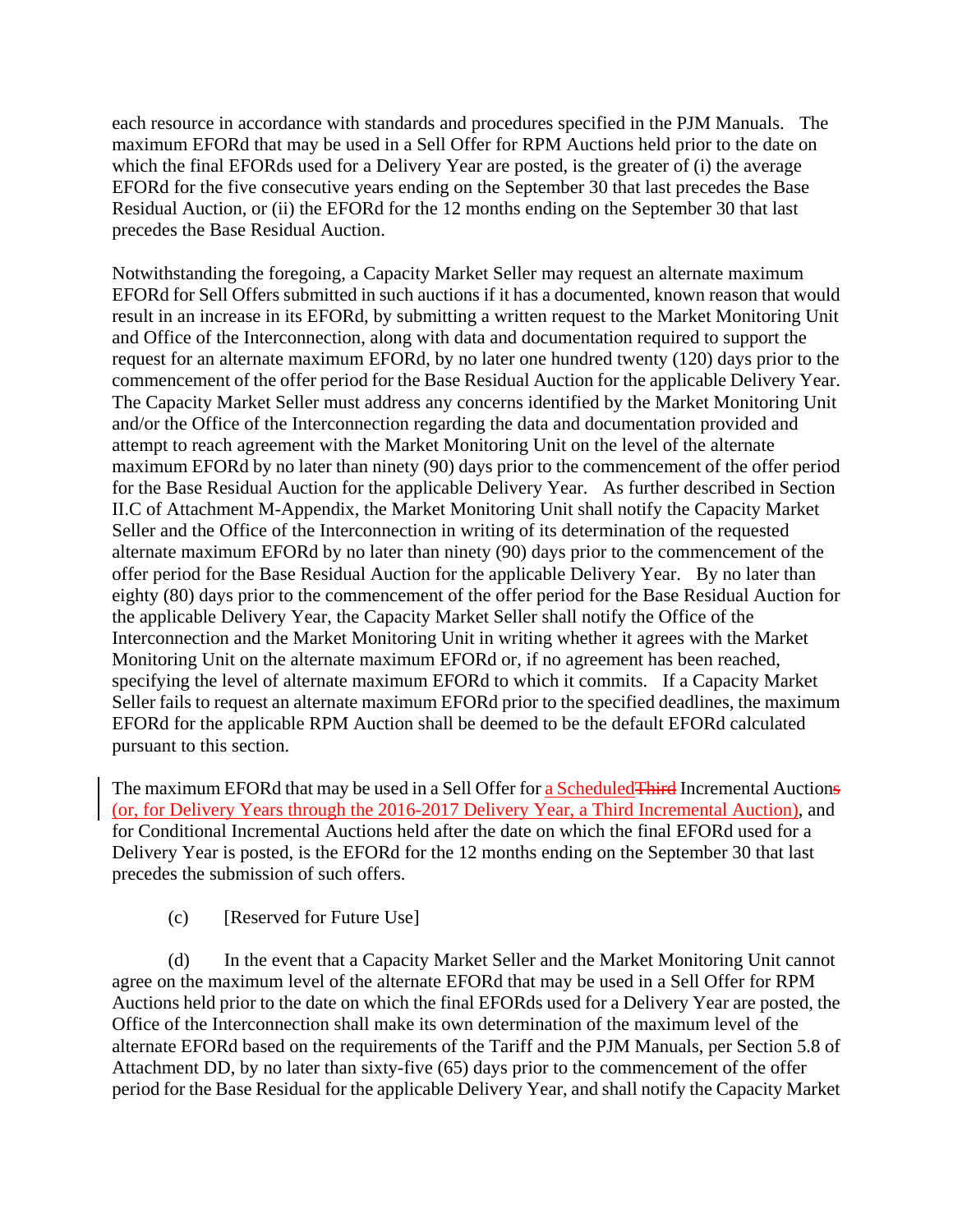each resource in accordance with standards and procedures specified in the PJM Manuals. The maximum EFORd that may be used in a Sell Offer for RPM Auctions held prior to the date on which the final EFORds used for a Delivery Year are posted, is the greater of (i) the average EFORd for the five consecutive years ending on the September 30 that last precedes the Base Residual Auction, or (ii) the EFORd for the 12 months ending on the September 30 that last precedes the Base Residual Auction.

Notwithstanding the foregoing, a Capacity Market Seller may request an alternate maximum EFORd for Sell Offers submitted in such auctions if it has a documented, known reason that would result in an increase in its EFORd, by submitting a written request to the Market Monitoring Unit and Office of the Interconnection, along with data and documentation required to support the request for an alternate maximum EFORd, by no later one hundred twenty (120) days prior to the commencement of the offer period for the Base Residual Auction for the applicable Delivery Year. The Capacity Market Seller must address any concerns identified by the Market Monitoring Unit and/or the Office of the Interconnection regarding the data and documentation provided and attempt to reach agreement with the Market Monitoring Unit on the level of the alternate maximum EFORd by no later than ninety (90) days prior to the commencement of the offer period for the Base Residual Auction for the applicable Delivery Year. As further described in Section II.C of Attachment M-Appendix, the Market Monitoring Unit shall notify the Capacity Market Seller and the Office of the Interconnection in writing of its determination of the requested alternate maximum EFORd by no later than ninety (90) days prior to the commencement of the offer period for the Base Residual Auction for the applicable Delivery Year. By no later than eighty (80) days prior to the commencement of the offer period for the Base Residual Auction for the applicable Delivery Year, the Capacity Market Seller shall notify the Office of the Interconnection and the Market Monitoring Unit in writing whether it agrees with the Market Monitoring Unit on the alternate maximum EFORd or, if no agreement has been reached, specifying the level of alternate maximum EFORd to which it commits. If a Capacity Market Seller fails to request an alternate maximum EFORd prior to the specified deadlines, the maximum EFORd for the applicable RPM Auction shall be deemed to be the default EFORd calculated pursuant to this section.

The maximum EFORd that may be used in a Sell Offer for a Scheduled~~Third~~ Incremental Auction~~s~~ (or, for Delivery Years through the 2016-2017 Delivery Year, a Third Incremental Auction), and for Conditional Incremental Auctions held after the date on which the final EFORd used for a Delivery Year is posted, is the EFORd for the 12 months ending on the September 30 that last precedes the submission of such offers.

(c) [Reserved for Future Use]

(d) In the event that a Capacity Market Seller and the Market Monitoring Unit cannot agree on the maximum level of the alternate EFORd that may be used in a Sell Offer for RPM Auctions held prior to the date on which the final EFORds used for a Delivery Year are posted, the Office of the Interconnection shall make its own determination of the maximum level of the alternate EFORd based on the requirements of the Tariff and the PJM Manuals, per Section 5.8 of Attachment DD, by no later than sixty-five (65) days prior to the commencement of the offer period for the Base Residual for the applicable Delivery Year, and shall notify the Capacity Market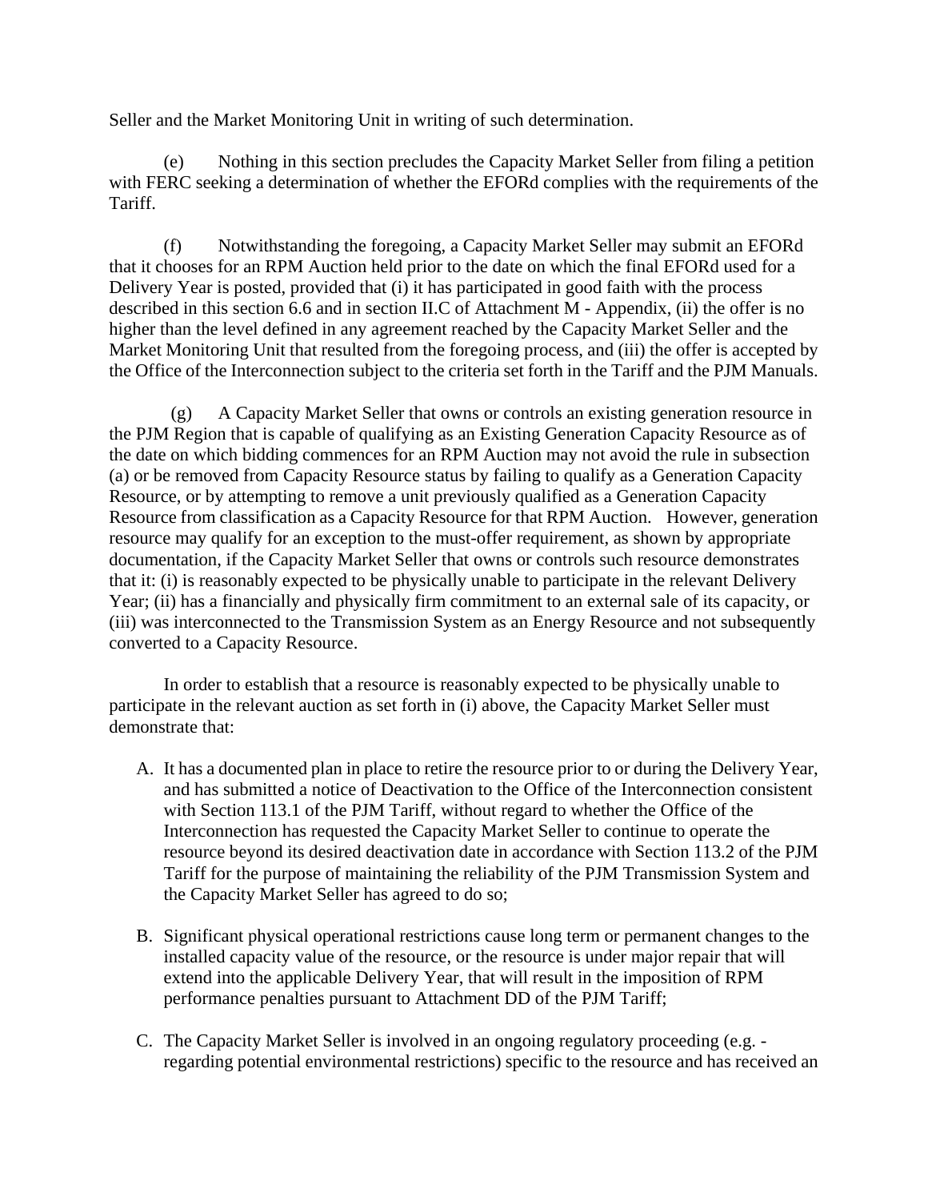Seller and the Market Monitoring Unit in writing of such determination.

(e) Nothing in this section precludes the Capacity Market Seller from filing a petition with FERC seeking a determination of whether the EFORd complies with the requirements of the Tariff.

(f) Notwithstanding the foregoing, a Capacity Market Seller may submit an EFORd that it chooses for an RPM Auction held prior to the date on which the final EFORd used for a Delivery Year is posted, provided that (i) it has participated in good faith with the process described in this section 6.6 and in section II.C of Attachment M - Appendix, (ii) the offer is no higher than the level defined in any agreement reached by the Capacity Market Seller and the Market Monitoring Unit that resulted from the foregoing process, and (iii) the offer is accepted by the Office of the Interconnection subject to the criteria set forth in the Tariff and the PJM Manuals.

(g) A Capacity Market Seller that owns or controls an existing generation resource in the PJM Region that is capable of qualifying as an Existing Generation Capacity Resource as of the date on which bidding commences for an RPM Auction may not avoid the rule in subsection (a) or be removed from Capacity Resource status by failing to qualify as a Generation Capacity Resource, or by attempting to remove a unit previously qualified as a Generation Capacity Resource from classification as a Capacity Resource for that RPM Auction. However, generation resource may qualify for an exception to the must-offer requirement, as shown by appropriate documentation, if the Capacity Market Seller that owns or controls such resource demonstrates that it: (i) is reasonably expected to be physically unable to participate in the relevant Delivery Year; (ii) has a financially and physically firm commitment to an external sale of its capacity, or (iii) was interconnected to the Transmission System as an Energy Resource and not subsequently converted to a Capacity Resource.

In order to establish that a resource is reasonably expected to be physically unable to participate in the relevant auction as set forth in (i) above, the Capacity Market Seller must demonstrate that:

A. It has a documented plan in place to retire the resource prior to or during the Delivery Year, and has submitted a notice of Deactivation to the Office of the Interconnection consistent with Section 113.1 of the PJM Tariff, without regard to whether the Office of the Interconnection has requested the Capacity Market Seller to continue to operate the resource beyond its desired deactivation date in accordance with Section 113.2 of the PJM Tariff for the purpose of maintaining the reliability of the PJM Transmission System and the Capacity Market Seller has agreed to do so;

B. Significant physical operational restrictions cause long term or permanent changes to the installed capacity value of the resource, or the resource is under major repair that will extend into the applicable Delivery Year, that will result in the imposition of RPM performance penalties pursuant to Attachment DD of the PJM Tariff;

C. The Capacity Market Seller is involved in an ongoing regulatory proceeding (e.g. - regarding potential environmental restrictions) specific to the resource and has received an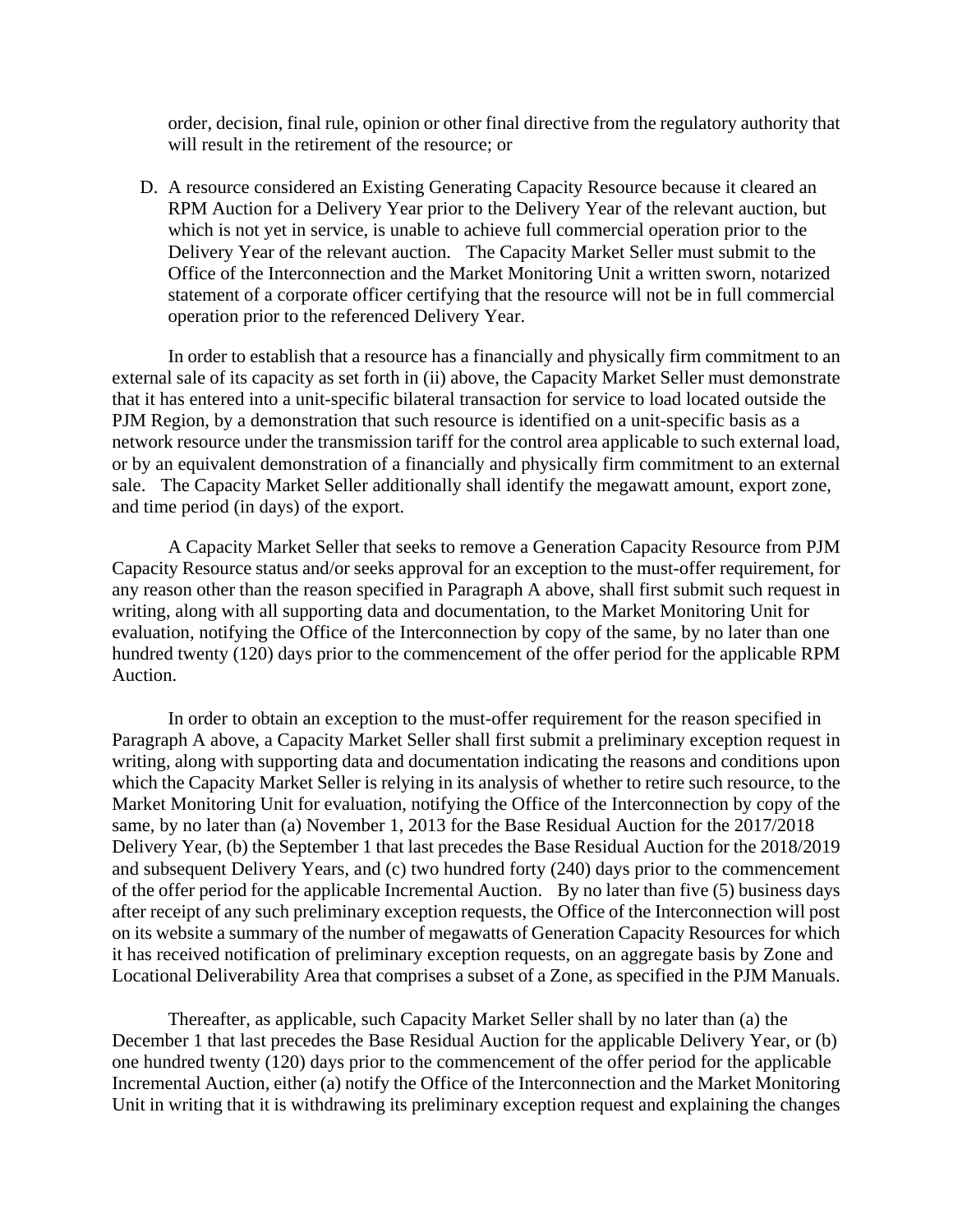order, decision, final rule, opinion or other final directive from the regulatory authority that will result in the retirement of the resource; or

D. A resource considered an Existing Generating Capacity Resource because it cleared an RPM Auction for a Delivery Year prior to the Delivery Year of the relevant auction, but which is not yet in service, is unable to achieve full commercial operation prior to the Delivery Year of the relevant auction. The Capacity Market Seller must submit to the Office of the Interconnection and the Market Monitoring Unit a written sworn, notarized statement of a corporate officer certifying that the resource will not be in full commercial operation prior to the referenced Delivery Year.

In order to establish that a resource has a financially and physically firm commitment to an external sale of its capacity as set forth in (ii) above, the Capacity Market Seller must demonstrate that it has entered into a unit-specific bilateral transaction for service to load located outside the PJM Region, by a demonstration that such resource is identified on a unit-specific basis as a network resource under the transmission tariff for the control area applicable to such external load, or by an equivalent demonstration of a financially and physically firm commitment to an external sale. The Capacity Market Seller additionally shall identify the megawatt amount, export zone, and time period (in days) of the export.

A Capacity Market Seller that seeks to remove a Generation Capacity Resource from PJM Capacity Resource status and/or seeks approval for an exception to the must-offer requirement, for any reason other than the reason specified in Paragraph A above, shall first submit such request in writing, along with all supporting data and documentation, to the Market Monitoring Unit for evaluation, notifying the Office of the Interconnection by copy of the same, by no later than one hundred twenty (120) days prior to the commencement of the offer period for the applicable RPM Auction.

In order to obtain an exception to the must-offer requirement for the reason specified in Paragraph A above, a Capacity Market Seller shall first submit a preliminary exception request in writing, along with supporting data and documentation indicating the reasons and conditions upon which the Capacity Market Seller is relying in its analysis of whether to retire such resource, to the Market Monitoring Unit for evaluation, notifying the Office of the Interconnection by copy of the same, by no later than (a) November 1, 2013 for the Base Residual Auction for the 2017/2018 Delivery Year, (b) the September 1 that last precedes the Base Residual Auction for the 2018/2019 and subsequent Delivery Years, and (c) two hundred forty (240) days prior to the commencement of the offer period for the applicable Incremental Auction. By no later than five (5) business days after receipt of any such preliminary exception requests, the Office of the Interconnection will post on its website a summary of the number of megawatts of Generation Capacity Resources for which it has received notification of preliminary exception requests, on an aggregate basis by Zone and Locational Deliverability Area that comprises a subset of a Zone, as specified in the PJM Manuals.

Thereafter, as applicable, such Capacity Market Seller shall by no later than (a) the December 1 that last precedes the Base Residual Auction for the applicable Delivery Year, or (b) one hundred twenty (120) days prior to the commencement of the offer period for the applicable Incremental Auction, either (a) notify the Office of the Interconnection and the Market Monitoring Unit in writing that it is withdrawing its preliminary exception request and explaining the changes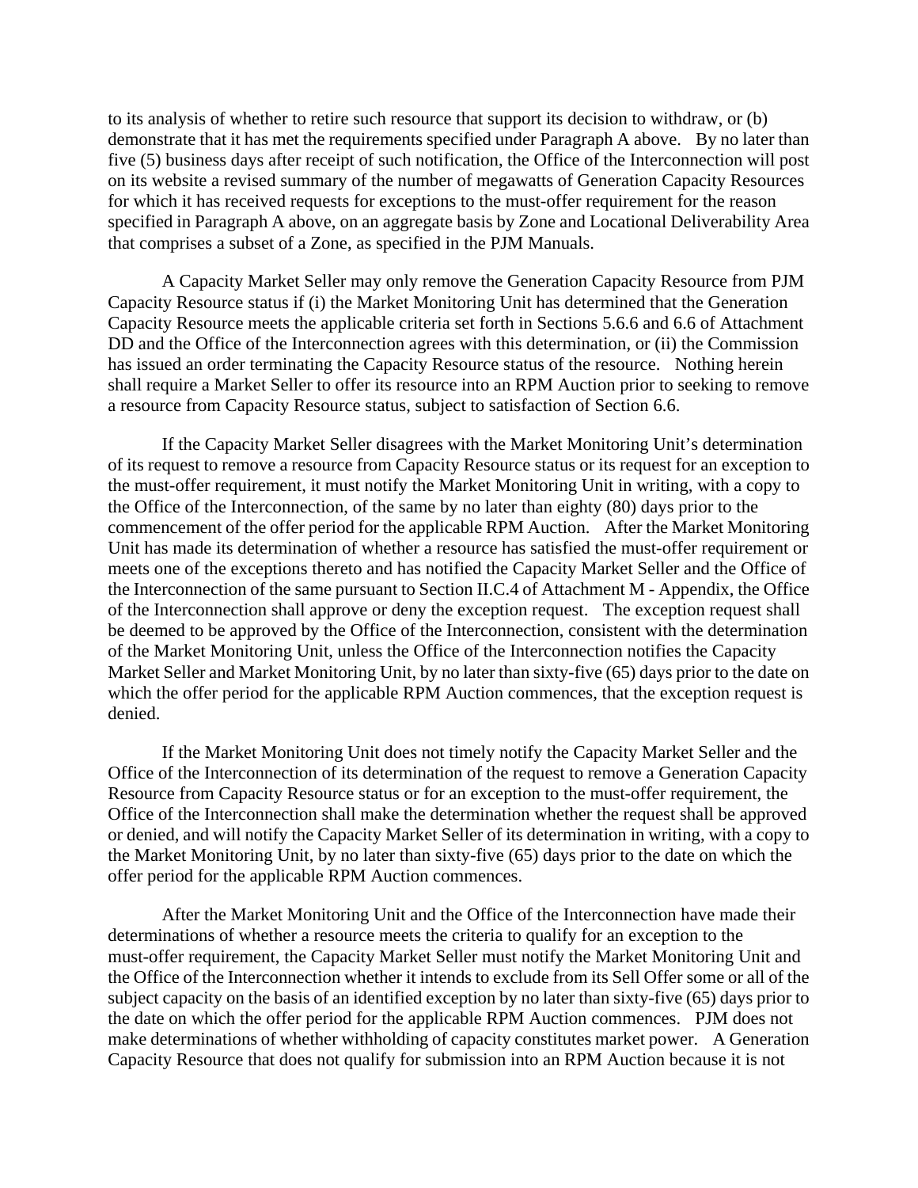to its analysis of whether to retire such resource that support its decision to withdraw, or (b) demonstrate that it has met the requirements specified under Paragraph A above. By no later than five (5) business days after receipt of such notification, the Office of the Interconnection will post on its website a revised summary of the number of megawatts of Generation Capacity Resources for which it has received requests for exceptions to the must-offer requirement for the reason specified in Paragraph A above, on an aggregate basis by Zone and Locational Deliverability Area that comprises a subset of a Zone, as specified in the PJM Manuals.

A Capacity Market Seller may only remove the Generation Capacity Resource from PJM Capacity Resource status if (i) the Market Monitoring Unit has determined that the Generation Capacity Resource meets the applicable criteria set forth in Sections 5.6.6 and 6.6 of Attachment DD and the Office of the Interconnection agrees with this determination, or (ii) the Commission has issued an order terminating the Capacity Resource status of the resource. Nothing herein shall require a Market Seller to offer its resource into an RPM Auction prior to seeking to remove a resource from Capacity Resource status, subject to satisfaction of Section 6.6.

If the Capacity Market Seller disagrees with the Market Monitoring Unit's determination of its request to remove a resource from Capacity Resource status or its request for an exception to the must-offer requirement, it must notify the Market Monitoring Unit in writing, with a copy to the Office of the Interconnection, of the same by no later than eighty (80) days prior to the commencement of the offer period for the applicable RPM Auction. After the Market Monitoring Unit has made its determination of whether a resource has satisfied the must-offer requirement or meets one of the exceptions thereto and has notified the Capacity Market Seller and the Office of the Interconnection of the same pursuant to Section II.C.4 of Attachment M - Appendix, the Office of the Interconnection shall approve or deny the exception request. The exception request shall be deemed to be approved by the Office of the Interconnection, consistent with the determination of the Market Monitoring Unit, unless the Office of the Interconnection notifies the Capacity Market Seller and Market Monitoring Unit, by no later than sixty-five (65) days prior to the date on which the offer period for the applicable RPM Auction commences, that the exception request is denied.

If the Market Monitoring Unit does not timely notify the Capacity Market Seller and the Office of the Interconnection of its determination of the request to remove a Generation Capacity Resource from Capacity Resource status or for an exception to the must-offer requirement, the Office of the Interconnection shall make the determination whether the request shall be approved or denied, and will notify the Capacity Market Seller of its determination in writing, with a copy to the Market Monitoring Unit, by no later than sixty-five (65) days prior to the date on which the offer period for the applicable RPM Auction commences.

After the Market Monitoring Unit and the Office of the Interconnection have made their determinations of whether a resource meets the criteria to qualify for an exception to the must-offer requirement, the Capacity Market Seller must notify the Market Monitoring Unit and the Office of the Interconnection whether it intends to exclude from its Sell Offer some or all of the subject capacity on the basis of an identified exception by no later than sixty-five (65) days prior to the date on which the offer period for the applicable RPM Auction commences. PJM does not make determinations of whether withholding of capacity constitutes market power. A Generation Capacity Resource that does not qualify for submission into an RPM Auction because it is not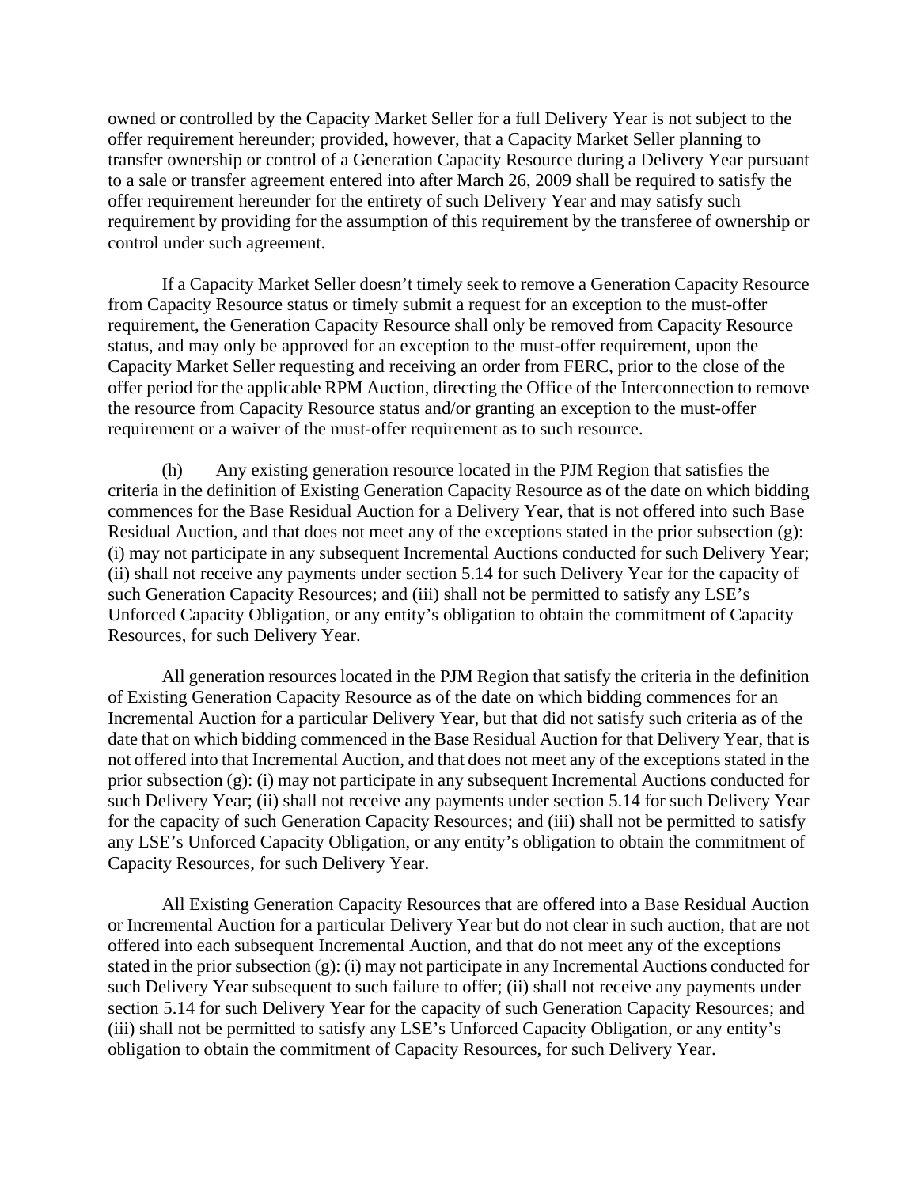owned or controlled by the Capacity Market Seller for a full Delivery Year is not subject to the offer requirement hereunder; provided, however, that a Capacity Market Seller planning to transfer ownership or control of a Generation Capacity Resource during a Delivery Year pursuant to a sale or transfer agreement entered into after March 26, 2009 shall be required to satisfy the offer requirement hereunder for the entirety of such Delivery Year and may satisfy such requirement by providing for the assumption of this requirement by the transferee of ownership or control under such agreement.

If a Capacity Market Seller doesn't timely seek to remove a Generation Capacity Resource from Capacity Resource status or timely submit a request for an exception to the must-offer requirement, the Generation Capacity Resource shall only be removed from Capacity Resource status, and may only be approved for an exception to the must-offer requirement, upon the Capacity Market Seller requesting and receiving an order from FERC, prior to the close of the offer period for the applicable RPM Auction, directing the Office of the Interconnection to remove the resource from Capacity Resource status and/or granting an exception to the must-offer requirement or a waiver of the must-offer requirement as to such resource.

(h) Any existing generation resource located in the PJM Region that satisfies the criteria in the definition of Existing Generation Capacity Resource as of the date on which bidding commences for the Base Residual Auction for a Delivery Year, that is not offered into such Base Residual Auction, and that does not meet any of the exceptions stated in the prior subsection (g): (i) may not participate in any subsequent Incremental Auctions conducted for such Delivery Year; (ii) shall not receive any payments under section 5.14 for such Delivery Year for the capacity of such Generation Capacity Resources; and (iii) shall not be permitted to satisfy any LSE's Unforced Capacity Obligation, or any entity's obligation to obtain the commitment of Capacity Resources, for such Delivery Year.

All generation resources located in the PJM Region that satisfy the criteria in the definition of Existing Generation Capacity Resource as of the date on which bidding commences for an Incremental Auction for a particular Delivery Year, but that did not satisfy such criteria as of the date that on which bidding commenced in the Base Residual Auction for that Delivery Year, that is not offered into that Incremental Auction, and that does not meet any of the exceptions stated in the prior subsection (g): (i) may not participate in any subsequent Incremental Auctions conducted for such Delivery Year; (ii) shall not receive any payments under section 5.14 for such Delivery Year for the capacity of such Generation Capacity Resources; and (iii) shall not be permitted to satisfy any LSE's Unforced Capacity Obligation, or any entity's obligation to obtain the commitment of Capacity Resources, for such Delivery Year.

All Existing Generation Capacity Resources that are offered into a Base Residual Auction or Incremental Auction for a particular Delivery Year but do not clear in such auction, that are not offered into each subsequent Incremental Auction, and that do not meet any of the exceptions stated in the prior subsection (g): (i) may not participate in any Incremental Auctions conducted for such Delivery Year subsequent to such failure to offer; (ii) shall not receive any payments under section 5.14 for such Delivery Year for the capacity of such Generation Capacity Resources; and (iii) shall not be permitted to satisfy any LSE's Unforced Capacity Obligation, or any entity's obligation to obtain the commitment of Capacity Resources, for such Delivery Year.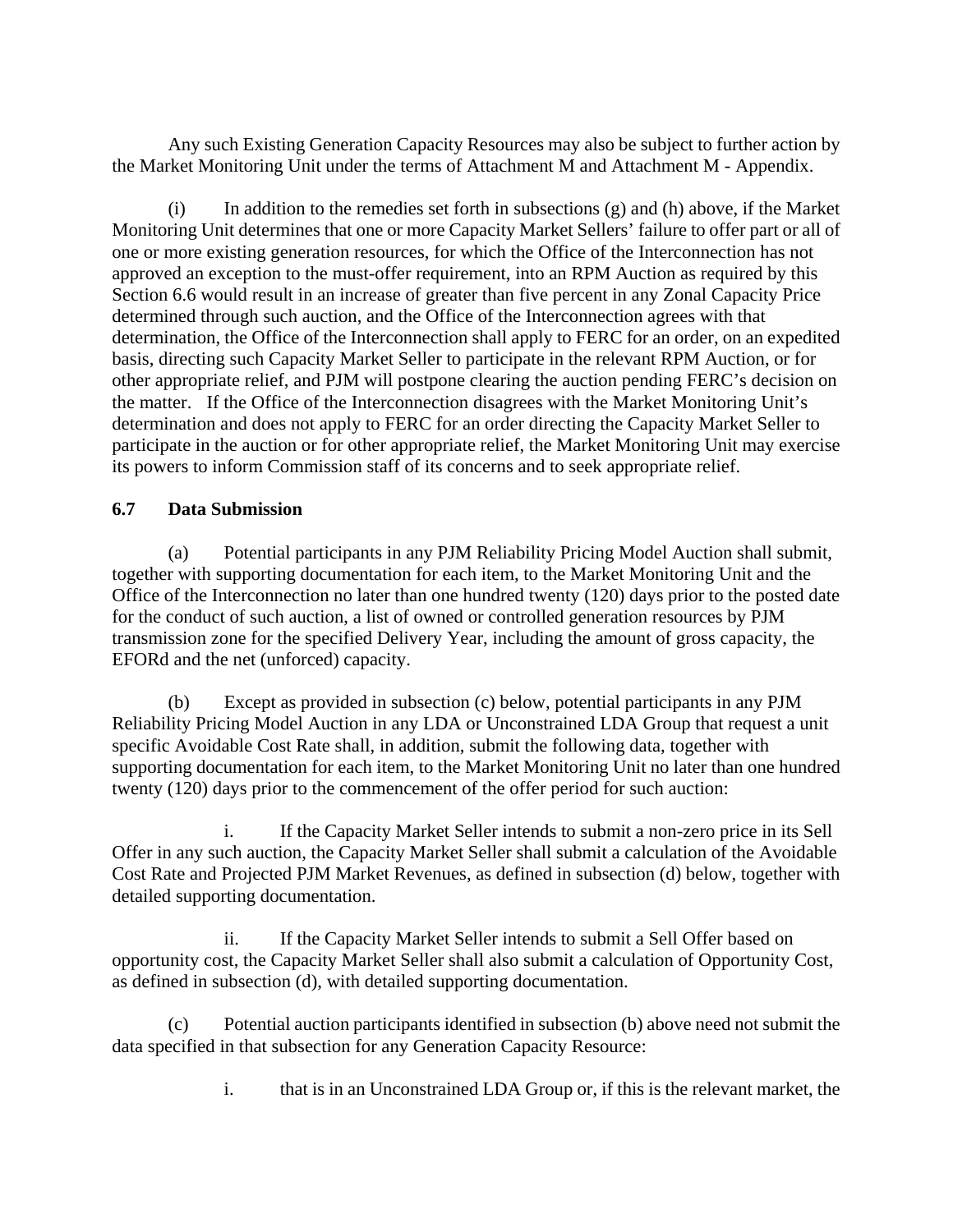Any such Existing Generation Capacity Resources may also be subject to further action by the Market Monitoring Unit under the terms of Attachment M and Attachment M - Appendix.

(i) In addition to the remedies set forth in subsections (g) and (h) above, if the Market Monitoring Unit determines that one or more Capacity Market Sellers' failure to offer part or all of one or more existing generation resources, for which the Office of the Interconnection has not approved an exception to the must-offer requirement, into an RPM Auction as required by this Section 6.6 would result in an increase of greater than five percent in any Zonal Capacity Price determined through such auction, and the Office of the Interconnection agrees with that determination, the Office of the Interconnection shall apply to FERC for an order, on an expedited basis, directing such Capacity Market Seller to participate in the relevant RPM Auction, or for other appropriate relief, and PJM will postpone clearing the auction pending FERC's decision on the matter. If the Office of the Interconnection disagrees with the Market Monitoring Unit's determination and does not apply to FERC for an order directing the Capacity Market Seller to participate in the auction or for other appropriate relief, the Market Monitoring Unit may exercise its powers to inform Commission staff of its concerns and to seek appropriate relief.

### 6.7 Data Submission

(a) Potential participants in any PJM Reliability Pricing Model Auction shall submit, together with supporting documentation for each item, to the Market Monitoring Unit and the Office of the Interconnection no later than one hundred twenty (120) days prior to the posted date for the conduct of such auction, a list of owned or controlled generation resources by PJM transmission zone for the specified Delivery Year, including the amount of gross capacity, the EFORd and the net (unforced) capacity.

(b) Except as provided in subsection (c) below, potential participants in any PJM Reliability Pricing Model Auction in any LDA or Unconstrained LDA Group that request a unit specific Avoidable Cost Rate shall, in addition, submit the following data, together with supporting documentation for each item, to the Market Monitoring Unit no later than one hundred twenty (120) days prior to the commencement of the offer period for such auction:

i. If the Capacity Market Seller intends to submit a non-zero price in its Sell Offer in any such auction, the Capacity Market Seller shall submit a calculation of the Avoidable Cost Rate and Projected PJM Market Revenues, as defined in subsection (d) below, together with detailed supporting documentation.

ii. If the Capacity Market Seller intends to submit a Sell Offer based on opportunity cost, the Capacity Market Seller shall also submit a calculation of Opportunity Cost, as defined in subsection (d), with detailed supporting documentation.

(c) Potential auction participants identified in subsection (b) above need not submit the data specified in that subsection for any Generation Capacity Resource:

i. that is in an Unconstrained LDA Group or, if this is the relevant market, the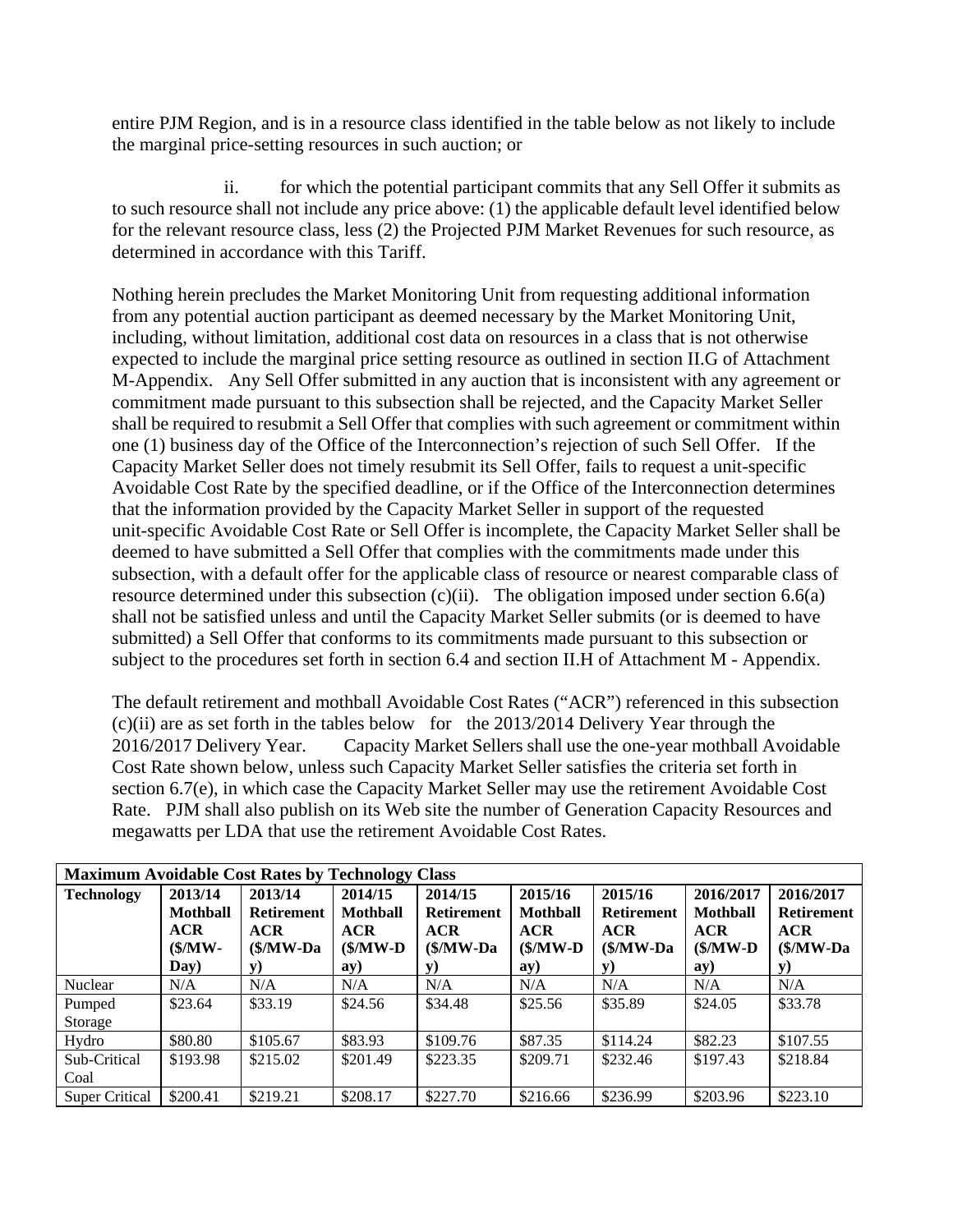entire PJM Region, and is in a resource class identified in the table below as not likely to include the marginal price-setting resources in such auction; or

ii. for which the potential participant commits that any Sell Offer it submits as to such resource shall not include any price above: (1) the applicable default level identified below for the relevant resource class, less (2) the Projected PJM Market Revenues for such resource, as determined in accordance with this Tariff.

Nothing herein precludes the Market Monitoring Unit from requesting additional information from any potential auction participant as deemed necessary by the Market Monitoring Unit, including, without limitation, additional cost data on resources in a class that is not otherwise expected to include the marginal price setting resource as outlined in section II.G of Attachment M-Appendix. Any Sell Offer submitted in any auction that is inconsistent with any agreement or commitment made pursuant to this subsection shall be rejected, and the Capacity Market Seller shall be required to resubmit a Sell Offer that complies with such agreement or commitment within one (1) business day of the Office of the Interconnection's rejection of such Sell Offer. If the Capacity Market Seller does not timely resubmit its Sell Offer, fails to request a unit-specific Avoidable Cost Rate by the specified deadline, or if the Office of the Interconnection determines that the information provided by the Capacity Market Seller in support of the requested unit-specific Avoidable Cost Rate or Sell Offer is incomplete, the Capacity Market Seller shall be deemed to have submitted a Sell Offer that complies with the commitments made under this subsection, with a default offer for the applicable class of resource or nearest comparable class of resource determined under this subsection (c)(ii). The obligation imposed under section 6.6(a) shall not be satisfied unless and until the Capacity Market Seller submits (or is deemed to have submitted) a Sell Offer that conforms to its commitments made pursuant to this subsection or subject to the procedures set forth in section 6.4 and section II.H of Attachment M - Appendix.

The default retirement and mothball Avoidable Cost Rates ("ACR") referenced in this subsection (c)(ii) are as set forth in the tables below for the 2013/2014 Delivery Year through the 2016/2017 Delivery Year. Capacity Market Sellers shall use the one-year mothball Avoidable Cost Rate shown below, unless such Capacity Market Seller satisfies the criteria set forth in section 6.7(e), in which case the Capacity Market Seller may use the retirement Avoidable Cost Rate. PJM shall also publish on its Web site the number of Generation Capacity Resources and megawatts per LDA that use the retirement Avoidable Cost Rates.

| **Maximum Avoidable Cost Rates by Technology Class** | | | | | | | | |
|---|---|---|---|---|---|---|---|---|
| **Technology** | **2013/14 Mothball ACR ($/MW-Day)** | **2013/14 Retirement ACR ($/MW-Day)** | **2014/15 Mothball ACR ($/MW-Day)** | **2014/15 Retirement ACR ($/MW-Day)** | **2015/16 Mothball ACR ($/MW-Day)** | **2015/16 Retirement ACR ($/MW-Day)** | **2016/2017 Mothball ACR ($/MW-Day)** | **2016/2017 Retirement ACR ($/MW-Day)** |
| Nuclear | N/A | N/A | N/A | N/A | N/A | N/A | N/A | N/A |
| Pumped Storage | $23.64 | $33.19 | $24.56 | $34.48 | $25.56 | $35.89 | $24.05 | $33.78 |
| Hydro | $80.80 | $105.67 | $83.93 | $109.76 | $87.35 | $114.24 | $82.23 | $107.55 |
| Sub-Critical Coal | $193.98 | $215.02 | $201.49 | $223.35 | $209.71 | $232.46 | $197.43 | $218.84 |
| Super Critical | $200.41 | $219.21 | $208.17 | $227.70 | $216.66 | $236.99 | $203.96 | $223.10 |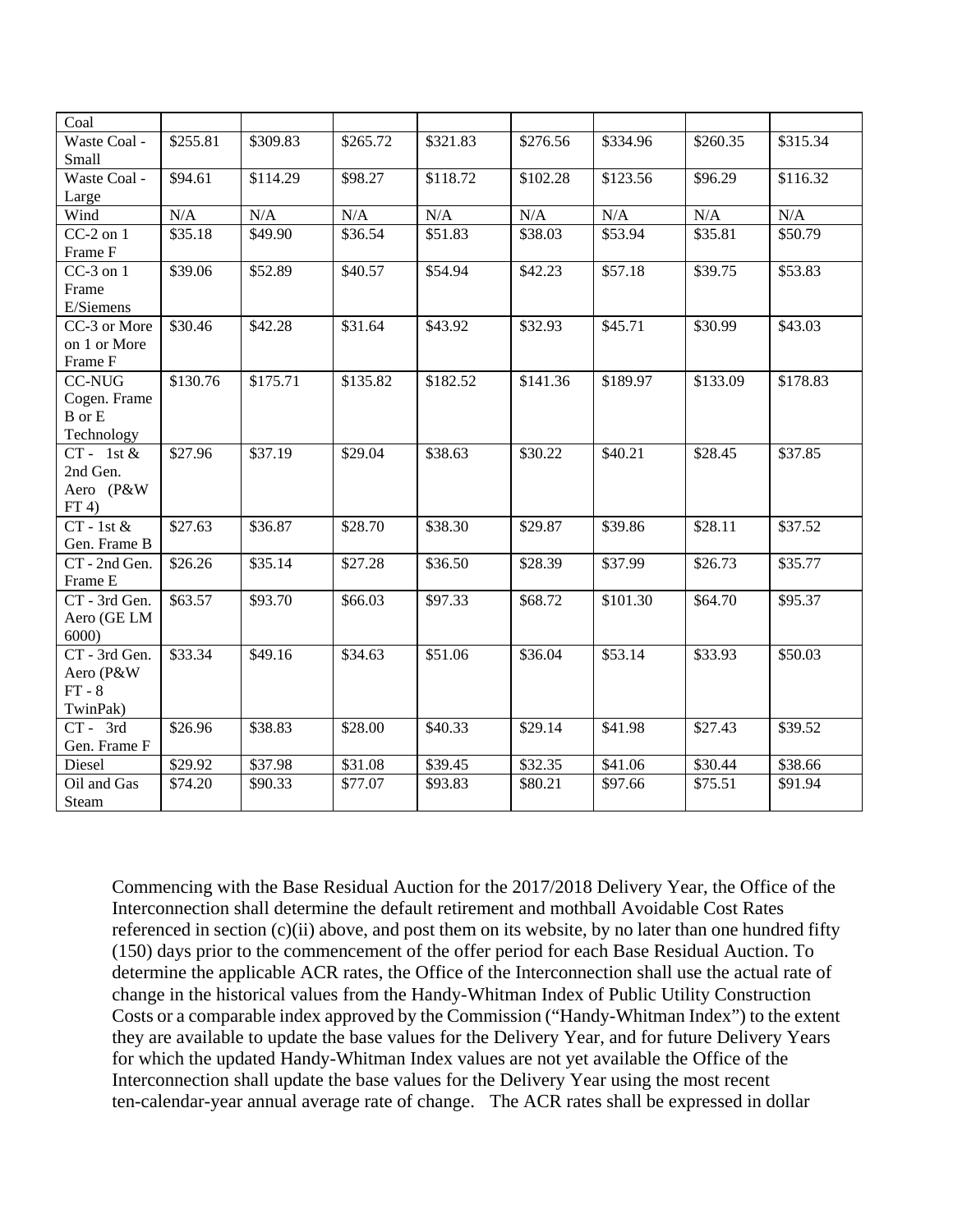| Coal | | | | | | | | |
|---|---|---|---|---|---|---|---|---|
| Waste Coal - Small | $255.81 | $309.83 | $265.72 | $321.83 | $276.56 | $334.96 | $260.35 | $315.34 |
| Waste Coal - Large | $94.61 | $114.29 | $98.27 | $118.72 | $102.28 | $123.56 | $96.29 | $116.32 |
| Wind | N/A | N/A | N/A | N/A | N/A | N/A | N/A | N/A |
| CC-2 on 1 Frame F | $35.18 | $49.90 | $36.54 | $51.83 | $38.03 | $53.94 | $35.81 | $50.79 |
| CC-3 on 1 Frame E/Siemens | $39.06 | $52.89 | $40.57 | $54.94 | $42.23 | $57.18 | $39.75 | $53.83 |
| CC-3 or More on 1 or More Frame F | $30.46 | $42.28 | $31.64 | $43.92 | $32.93 | $45.71 | $30.99 | $43.03 |
| CC-NUG Cogen. Frame B or E Technology | $130.76 | $175.71 | $135.82 | $182.52 | $141.36 | $189.97 | $133.09 | $178.83 |
| CT - 1st & 2nd Gen. Aero (P&W FT 4) | $27.96 | $37.19 | $29.04 | $38.63 | $30.22 | $40.21 | $28.45 | $37.85 |
| CT - 1st & Gen. Frame B | $27.63 | $36.87 | $28.70 | $38.30 | $29.87 | $39.86 | $28.11 | $37.52 |
| CT - 2nd Gen. Frame E | $26.26 | $35.14 | $27.28 | $36.50 | $28.39 | $37.99 | $26.73 | $35.77 |
| CT - 3rd Gen. Aero (GE LM 6000) | $63.57 | $93.70 | $66.03 | $97.33 | $68.72 | $101.30 | $64.70 | $95.37 |
| CT - 3rd Gen. Aero (P&W FT - 8 TwinPak) | $33.34 | $49.16 | $34.63 | $51.06 | $36.04 | $53.14 | $33.93 | $50.03 |
| CT - 3rd Gen. Frame F | $26.96 | $38.83 | $28.00 | $40.33 | $29.14 | $41.98 | $27.43 | $39.52 |
| Diesel | $29.92 | $37.98 | $31.08 | $39.45 | $32.35 | $41.06 | $30.44 | $38.66 |
| Oil and Gas Steam | $74.20 | $90.33 | $77.07 | $93.83 | $80.21 | $97.66 | $75.51 | $91.94 |

Commencing with the Base Residual Auction for the 2017/2018 Delivery Year, the Office of the Interconnection shall determine the default retirement and mothball Avoidable Cost Rates referenced in section (c)(ii) above, and post them on its website, by no later than one hundred fifty (150) days prior to the commencement of the offer period for each Base Residual Auction. To determine the applicable ACR rates, the Office of the Interconnection shall use the actual rate of change in the historical values from the Handy-Whitman Index of Public Utility Construction Costs or a comparable index approved by the Commission ("Handy-Whitman Index") to the extent they are available to update the base values for the Delivery Year, and for future Delivery Years for which the updated Handy-Whitman Index values are not yet available the Office of the Interconnection shall update the base values for the Delivery Year using the most recent ten-calendar-year annual average rate of change. The ACR rates shall be expressed in dollar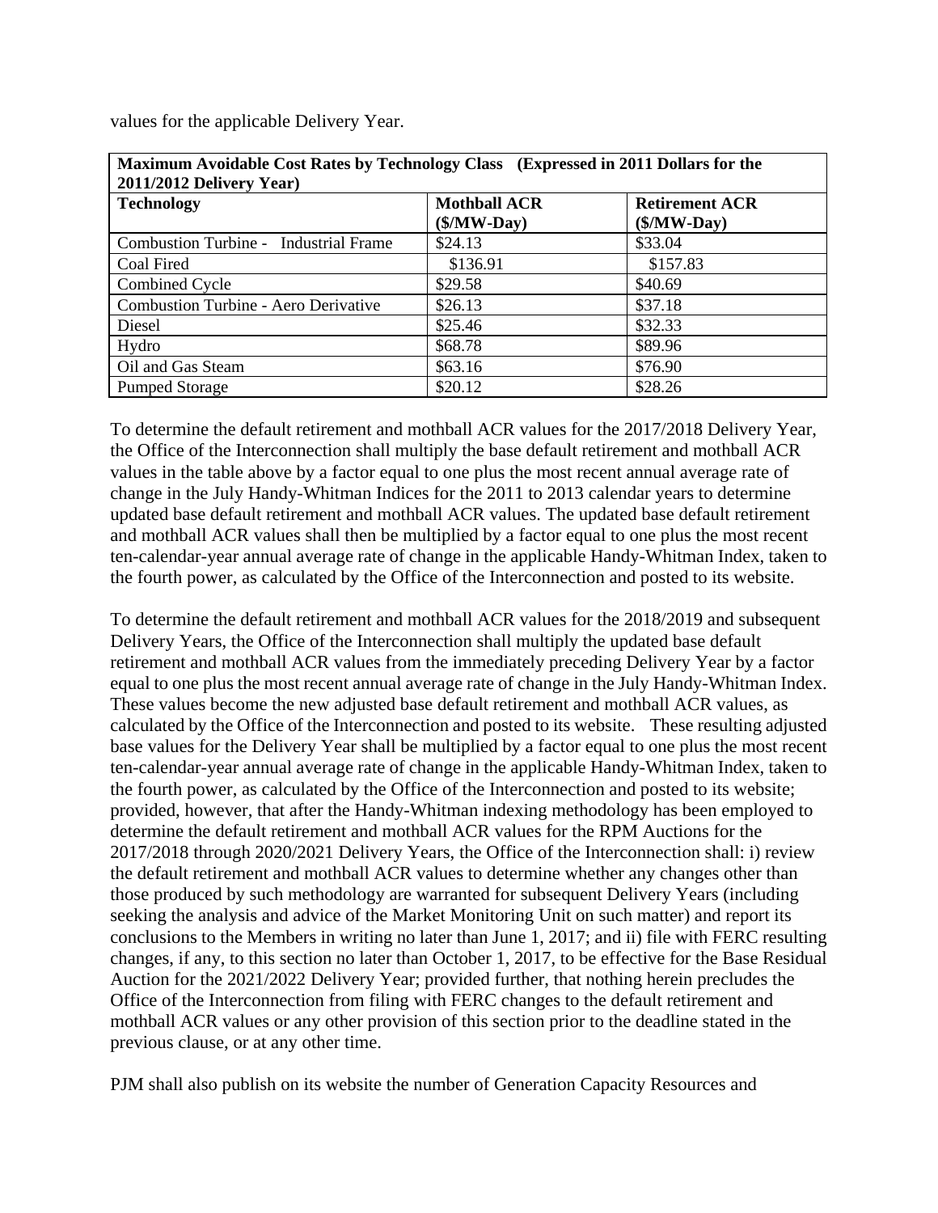values for the applicable Delivery Year.

| **Maximum Avoidable Cost Rates by Technology Class (Expressed in 2011 Dollars for the 2011/2012 Delivery Year)** | | |
|---|---|---|
| **Technology** | **Mothball ACR ($/MW-Day)** | **Retirement ACR ($/MW-Day)** |
| Combustion Turbine - Industrial Frame | $24.13 | $33.04 |
| Coal Fired | $136.91 | $157.83 |
| Combined Cycle | $29.58 | $40.69 |
| Combustion Turbine - Aero Derivative | $26.13 | $37.18 |
| Diesel | $25.46 | $32.33 |
| Hydro | $68.78 | $89.96 |
| Oil and Gas Steam | $63.16 | $76.90 |
| Pumped Storage | $20.12 | $28.26 |

To determine the default retirement and mothball ACR values for the 2017/2018 Delivery Year, the Office of the Interconnection shall multiply the base default retirement and mothball ACR values in the table above by a factor equal to one plus the most recent annual average rate of change in the July Handy-Whitman Indices for the 2011 to 2013 calendar years to determine updated base default retirement and mothball ACR values. The updated base default retirement and mothball ACR values shall then be multiplied by a factor equal to one plus the most recent ten-calendar-year annual average rate of change in the applicable Handy-Whitman Index, taken to the fourth power, as calculated by the Office of the Interconnection and posted to its website.

To determine the default retirement and mothball ACR values for the 2018/2019 and subsequent Delivery Years, the Office of the Interconnection shall multiply the updated base default retirement and mothball ACR values from the immediately preceding Delivery Year by a factor equal to one plus the most recent annual average rate of change in the July Handy-Whitman Index. These values become the new adjusted base default retirement and mothball ACR values, as calculated by the Office of the Interconnection and posted to its website. These resulting adjusted base values for the Delivery Year shall be multiplied by a factor equal to one plus the most recent ten-calendar-year annual average rate of change in the applicable Handy-Whitman Index, taken to the fourth power, as calculated by the Office of the Interconnection and posted to its website; provided, however, that after the Handy-Whitman indexing methodology has been employed to determine the default retirement and mothball ACR values for the RPM Auctions for the 2017/2018 through 2020/2021 Delivery Years, the Office of the Interconnection shall: i) review the default retirement and mothball ACR values to determine whether any changes other than those produced by such methodology are warranted for subsequent Delivery Years (including seeking the analysis and advice of the Market Monitoring Unit on such matter) and report its conclusions to the Members in writing no later than June 1, 2017; and ii) file with FERC resulting changes, if any, to this section no later than October 1, 2017, to be effective for the Base Residual Auction for the 2021/2022 Delivery Year; provided further, that nothing herein precludes the Office of the Interconnection from filing with FERC changes to the default retirement and mothball ACR values or any other provision of this section prior to the deadline stated in the previous clause, or at any other time.

PJM shall also publish on its website the number of Generation Capacity Resources and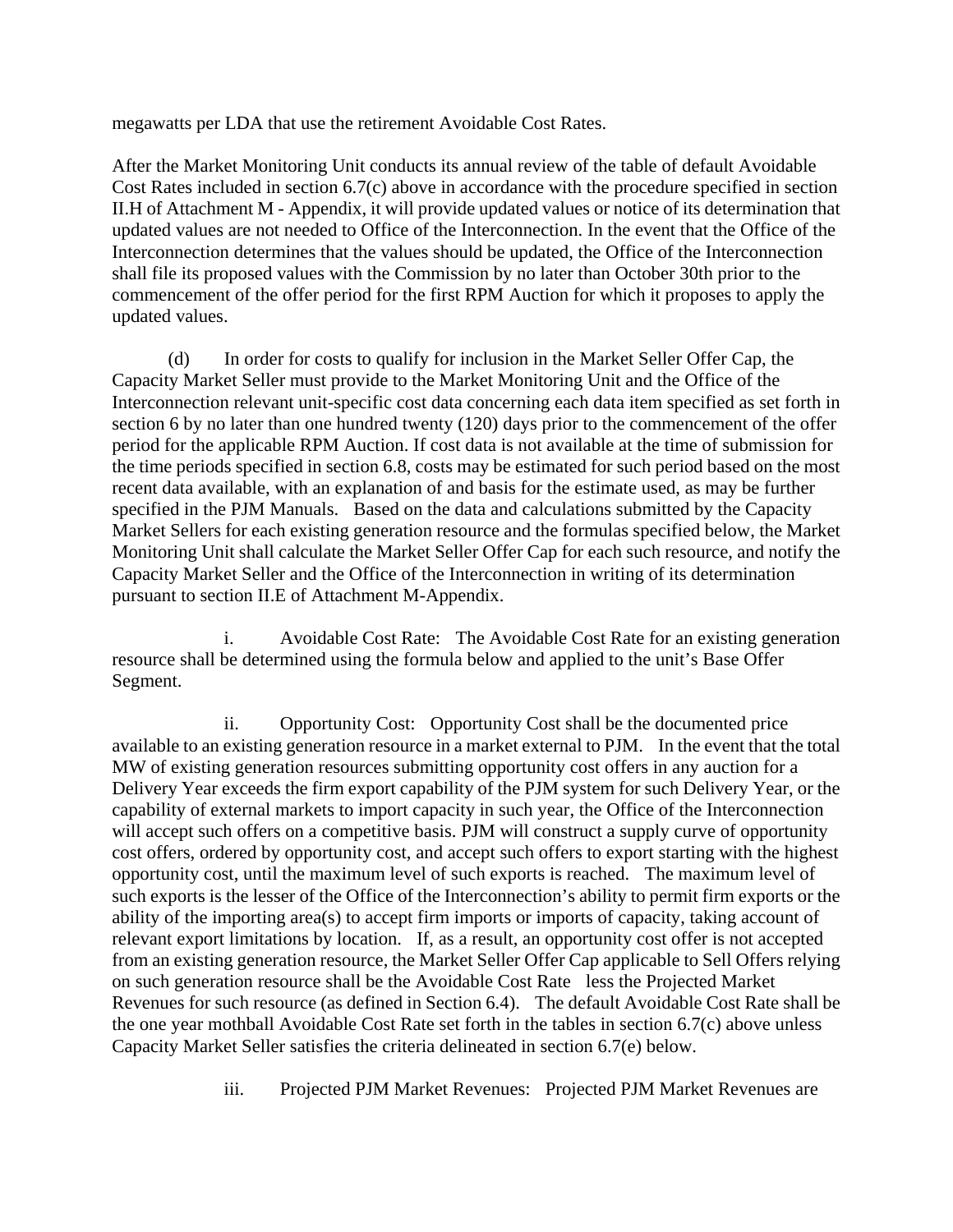megawatts per LDA that use the retirement Avoidable Cost Rates.

After the Market Monitoring Unit conducts its annual review of the table of default Avoidable Cost Rates included in section 6.7(c) above in accordance with the procedure specified in section II.H of Attachment M - Appendix, it will provide updated values or notice of its determination that updated values are not needed to Office of the Interconnection. In the event that the Office of the Interconnection determines that the values should be updated, the Office of the Interconnection shall file its proposed values with the Commission by no later than October 30th prior to the commencement of the offer period for the first RPM Auction for which it proposes to apply the updated values.

(d) In order for costs to qualify for inclusion in the Market Seller Offer Cap, the Capacity Market Seller must provide to the Market Monitoring Unit and the Office of the Interconnection relevant unit-specific cost data concerning each data item specified as set forth in section 6 by no later than one hundred twenty (120) days prior to the commencement of the offer period for the applicable RPM Auction. If cost data is not available at the time of submission for the time periods specified in section 6.8, costs may be estimated for such period based on the most recent data available, with an explanation of and basis for the estimate used, as may be further specified in the PJM Manuals. Based on the data and calculations submitted by the Capacity Market Sellers for each existing generation resource and the formulas specified below, the Market Monitoring Unit shall calculate the Market Seller Offer Cap for each such resource, and notify the Capacity Market Seller and the Office of the Interconnection in writing of its determination pursuant to section II.E of Attachment M-Appendix.

i. Avoidable Cost Rate: The Avoidable Cost Rate for an existing generation resource shall be determined using the formula below and applied to the unit's Base Offer Segment.

ii. Opportunity Cost: Opportunity Cost shall be the documented price available to an existing generation resource in a market external to PJM. In the event that the total MW of existing generation resources submitting opportunity cost offers in any auction for a Delivery Year exceeds the firm export capability of the PJM system for such Delivery Year, or the capability of external markets to import capacity in such year, the Office of the Interconnection will accept such offers on a competitive basis. PJM will construct a supply curve of opportunity cost offers, ordered by opportunity cost, and accept such offers to export starting with the highest opportunity cost, until the maximum level of such exports is reached. The maximum level of such exports is the lesser of the Office of the Interconnection's ability to permit firm exports or the ability of the importing area(s) to accept firm imports or imports of capacity, taking account of relevant export limitations by location. If, as a result, an opportunity cost offer is not accepted from an existing generation resource, the Market Seller Offer Cap applicable to Sell Offers relying on such generation resource shall be the Avoidable Cost Rate less the Projected Market Revenues for such resource (as defined in Section 6.4). The default Avoidable Cost Rate shall be the one year mothball Avoidable Cost Rate set forth in the tables in section 6.7(c) above unless Capacity Market Seller satisfies the criteria delineated in section 6.7(e) below.

iii. Projected PJM Market Revenues: Projected PJM Market Revenues are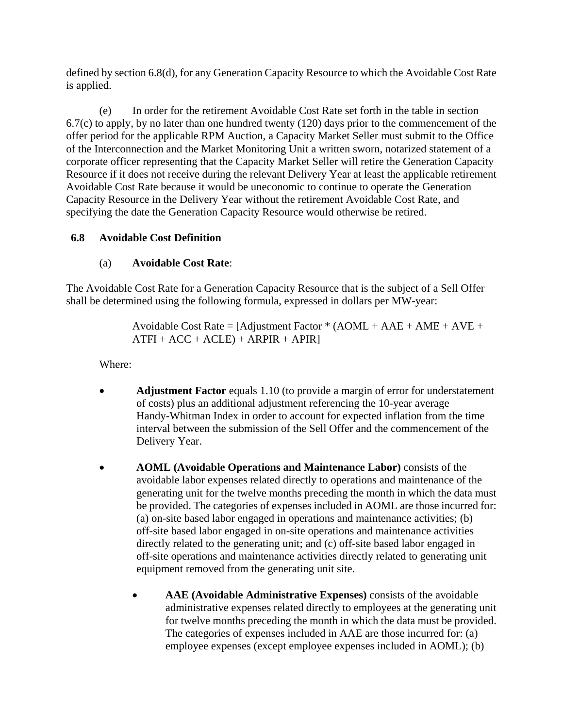defined by section 6.8(d), for any Generation Capacity Resource to which the Avoidable Cost Rate is applied.

(e) In order for the retirement Avoidable Cost Rate set forth in the table in section 6.7(c) to apply, by no later than one hundred twenty (120) days prior to the commencement of the offer period for the applicable RPM Auction, a Capacity Market Seller must submit to the Office of the Interconnection and the Market Monitoring Unit a written sworn, notarized statement of a corporate officer representing that the Capacity Market Seller will retire the Generation Capacity Resource if it does not receive during the relevant Delivery Year at least the applicable retirement Avoidable Cost Rate because it would be uneconomic to continue to operate the Generation Capacity Resource in the Delivery Year without the retirement Avoidable Cost Rate, and specifying the date the Generation Capacity Resource would otherwise be retired.

## 6.8 Avoidable Cost Definition

(a) **Avoidable Cost Rate**:

The Avoidable Cost Rate for a Generation Capacity Resource that is the subject of a Sell Offer shall be determined using the following formula, expressed in dollars per MW-year:

Avoidable Cost Rate = [Adjustment Factor * (AOML + AAE + AME + AVE + ATFI + ACC + ACLE) + ARPIR + APIR]

Where:

- **Adjustment Factor** equals 1.10 (to provide a margin of error for understatement of costs) plus an additional adjustment referencing the 10-year average Handy-Whitman Index in order to account for expected inflation from the time interval between the submission of the Sell Offer and the commencement of the Delivery Year.

- **AOML (Avoidable Operations and Maintenance Labor)** consists of the avoidable labor expenses related directly to operations and maintenance of the generating unit for the twelve months preceding the month in which the data must be provided. The categories of expenses included in AOML are those incurred for: (a) on-site based labor engaged in operations and maintenance activities; (b) off-site based labor engaged in on-site operations and maintenance activities directly related to the generating unit; and (c) off-site based labor engaged in off-site operations and maintenance activities directly related to generating unit equipment removed from the generating unit site.

  - **AAE (Avoidable Administrative Expenses)** consists of the avoidable administrative expenses related directly to employees at the generating unit for twelve months preceding the month in which the data must be provided. The categories of expenses included in AAE are those incurred for: (a) employee expenses (except employee expenses included in AOML); (b)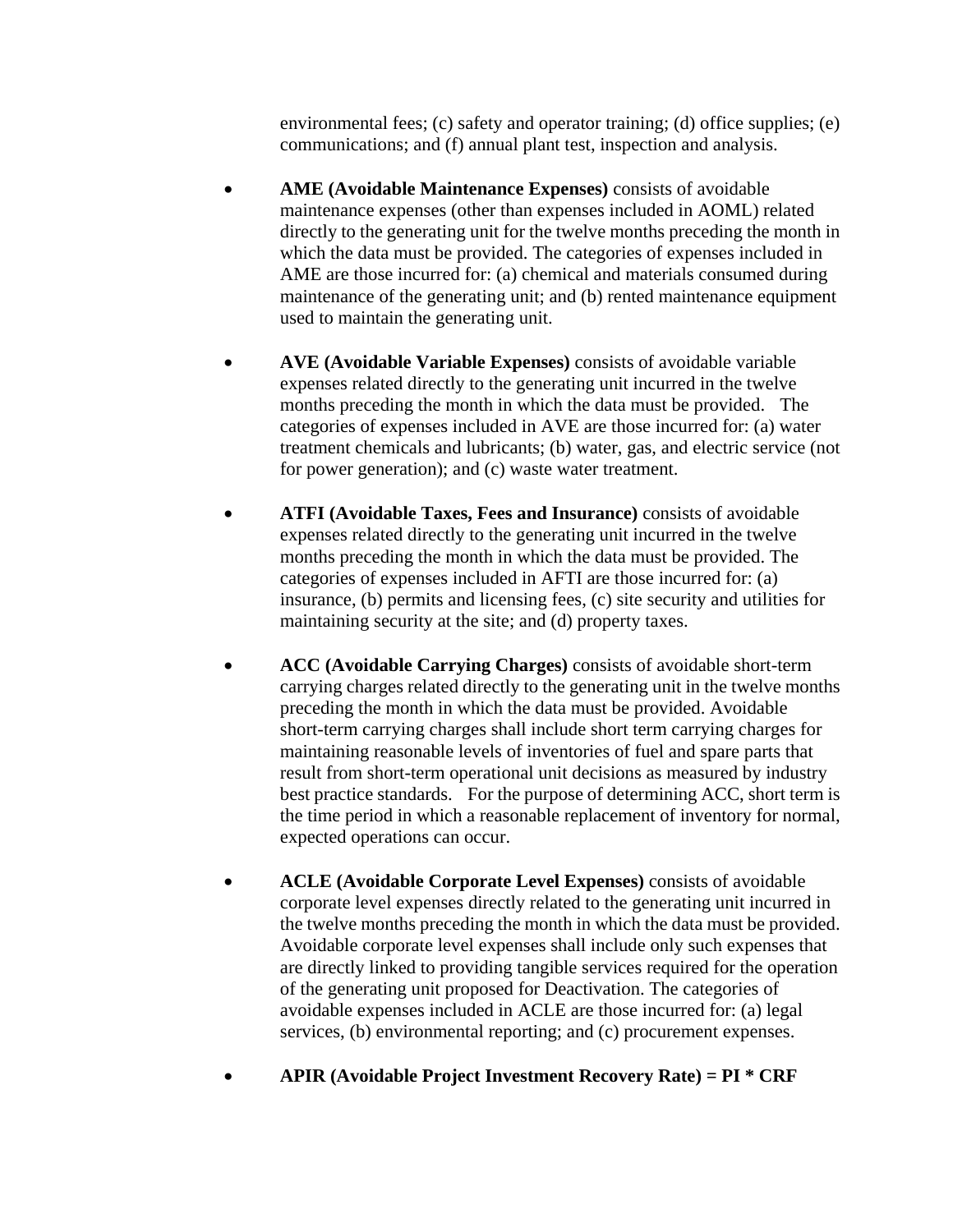environmental fees; (c) safety and operator training; (d) office supplies; (e) communications; and (f) annual plant test, inspection and analysis.

- **AME (Avoidable Maintenance Expenses)** consists of avoidable maintenance expenses (other than expenses included in AOML) related directly to the generating unit for the twelve months preceding the month in which the data must be provided. The categories of expenses included in AME are those incurred for: (a) chemical and materials consumed during maintenance of the generating unit; and (b) rented maintenance equipment used to maintain the generating unit.

- **AVE (Avoidable Variable Expenses)** consists of avoidable variable expenses related directly to the generating unit incurred in the twelve months preceding the month in which the data must be provided. The categories of expenses included in AVE are those incurred for: (a) water treatment chemicals and lubricants; (b) water, gas, and electric service (not for power generation); and (c) waste water treatment.

- **ATFI (Avoidable Taxes, Fees and Insurance)** consists of avoidable expenses related directly to the generating unit incurred in the twelve months preceding the month in which the data must be provided. The categories of expenses included in AFTI are those incurred for: (a) insurance, (b) permits and licensing fees, (c) site security and utilities for maintaining security at the site; and (d) property taxes.

- **ACC (Avoidable Carrying Charges)** consists of avoidable short-term carrying charges related directly to the generating unit in the twelve months preceding the month in which the data must be provided. Avoidable short-term carrying charges shall include short term carrying charges for maintaining reasonable levels of inventories of fuel and spare parts that result from short-term operational unit decisions as measured by industry best practice standards. For the purpose of determining ACC, short term is the time period in which a reasonable replacement of inventory for normal, expected operations can occur.

- **ACLE (Avoidable Corporate Level Expenses)** consists of avoidable corporate level expenses directly related to the generating unit incurred in the twelve months preceding the month in which the data must be provided. Avoidable corporate level expenses shall include only such expenses that are directly linked to providing tangible services required for the operation of the generating unit proposed for Deactivation. The categories of avoidable expenses included in ACLE are those incurred for: (a) legal services, (b) environmental reporting; and (c) procurement expenses.

- **APIR (Avoidable Project Investment Recovery Rate) = PI * CRF**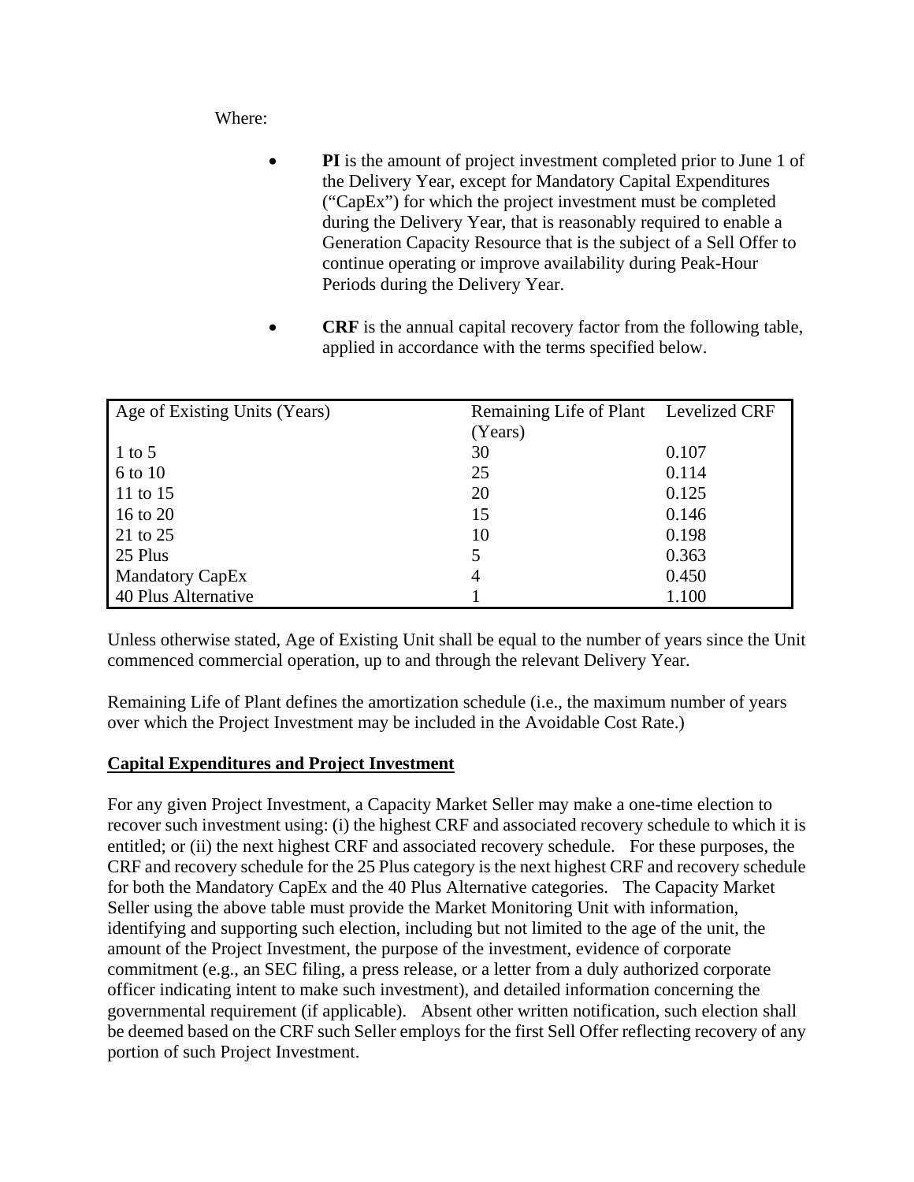Where:

- **PI** is the amount of project investment completed prior to June 1 of the Delivery Year, except for Mandatory Capital Expenditures ("CapEx") for which the project investment must be completed during the Delivery Year, that is reasonably required to enable a Generation Capacity Resource that is the subject of a Sell Offer to continue operating or improve availability during Peak-Hour Periods during the Delivery Year.

- **CRF** is the annual capital recovery factor from the following table, applied in accordance with the terms specified below.

| Age of Existing Units (Years) | Remaining Life of Plant (Years) | Levelized CRF |
|---|---|---|
| 1 to 5 | 30 | 0.107 |
| 6 to 10 | 25 | 0.114 |
| 11 to 15 | 20 | 0.125 |
| 16 to 20 | 15 | 0.146 |
| 21 to 25 | 10 | 0.198 |
| 25 Plus | 5 | 0.363 |
| Mandatory CapEx | 4 | 0.450 |
| 40 Plus Alternative | 1 | 1.100 |

Unless otherwise stated, Age of Existing Unit shall be equal to the number of years since the Unit commenced commercial operation, up to and through the relevant Delivery Year.

Remaining Life of Plant defines the amortization schedule (i.e., the maximum number of years over which the Project Investment may be included in the Avoidable Cost Rate.)

**Capital Expenditures and Project Investment**

For any given Project Investment, a Capacity Market Seller may make a one-time election to recover such investment using: (i) the highest CRF and associated recovery schedule to which it is entitled; or (ii) the next highest CRF and associated recovery schedule. For these purposes, the CRF and recovery schedule for the 25 Plus category is the next highest CRF and recovery schedule for both the Mandatory CapEx and the 40 Plus Alternative categories. The Capacity Market Seller using the above table must provide the Market Monitoring Unit with information, identifying and supporting such election, including but not limited to the age of the unit, the amount of the Project Investment, the purpose of the investment, evidence of corporate commitment (e.g., an SEC filing, a press release, or a letter from a duly authorized corporate officer indicating intent to make such investment), and detailed information concerning the governmental requirement (if applicable). Absent other written notification, such election shall be deemed based on the CRF such Seller employs for the first Sell Offer reflecting recovery of any portion of such Project Investment.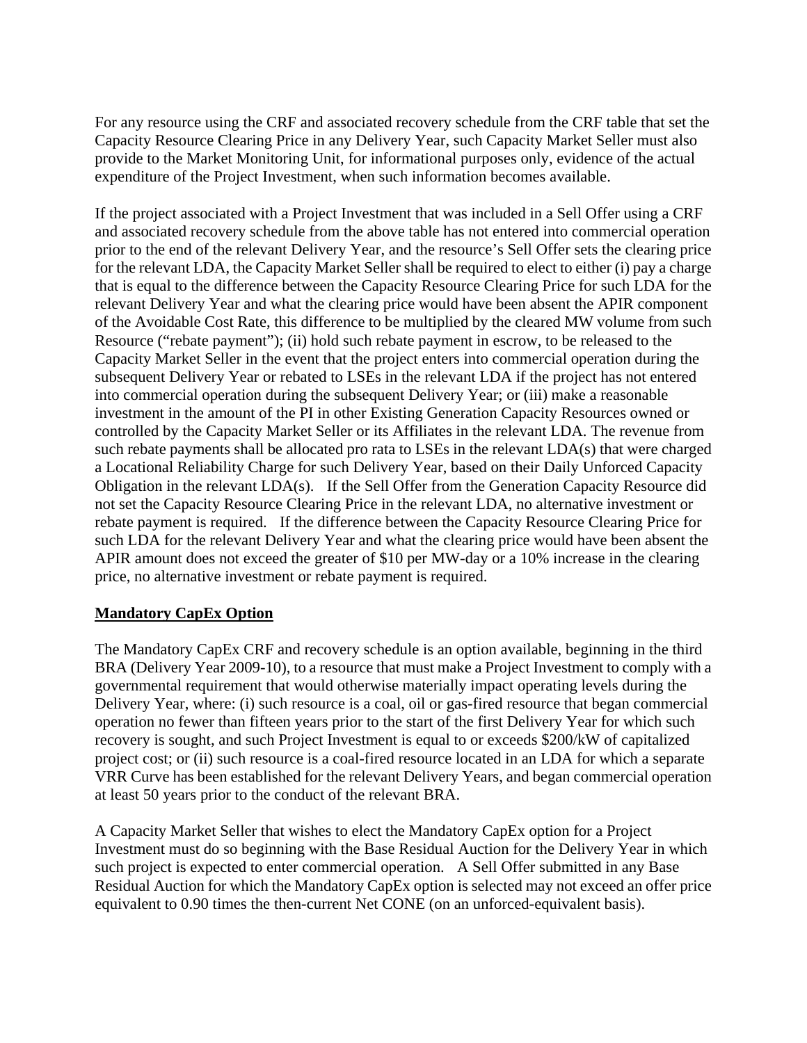For any resource using the CRF and associated recovery schedule from the CRF table that set the Capacity Resource Clearing Price in any Delivery Year, such Capacity Market Seller must also provide to the Market Monitoring Unit, for informational purposes only, evidence of the actual expenditure of the Project Investment, when such information becomes available.

If the project associated with a Project Investment that was included in a Sell Offer using a CRF and associated recovery schedule from the above table has not entered into commercial operation prior to the end of the relevant Delivery Year, and the resource's Sell Offer sets the clearing price for the relevant LDA, the Capacity Market Seller shall be required to elect to either (i) pay a charge that is equal to the difference between the Capacity Resource Clearing Price for such LDA for the relevant Delivery Year and what the clearing price would have been absent the APIR component of the Avoidable Cost Rate, this difference to be multiplied by the cleared MW volume from such Resource ("rebate payment"); (ii) hold such rebate payment in escrow, to be released to the Capacity Market Seller in the event that the project enters into commercial operation during the subsequent Delivery Year or rebated to LSEs in the relevant LDA if the project has not entered into commercial operation during the subsequent Delivery Year; or (iii) make a reasonable investment in the amount of the PI in other Existing Generation Capacity Resources owned or controlled by the Capacity Market Seller or its Affiliates in the relevant LDA. The revenue from such rebate payments shall be allocated pro rata to LSEs in the relevant LDA(s) that were charged a Locational Reliability Charge for such Delivery Year, based on their Daily Unforced Capacity Obligation in the relevant LDA(s). If the Sell Offer from the Generation Capacity Resource did not set the Capacity Resource Clearing Price in the relevant LDA, no alternative investment or rebate payment is required. If the difference between the Capacity Resource Clearing Price for such LDA for the relevant Delivery Year and what the clearing price would have been absent the APIR amount does not exceed the greater of $10 per MW-day or a 10% increase in the clearing price, no alternative investment or rebate payment is required.

**Mandatory CapEx Option**

The Mandatory CapEx CRF and recovery schedule is an option available, beginning in the third BRA (Delivery Year 2009-10), to a resource that must make a Project Investment to comply with a governmental requirement that would otherwise materially impact operating levels during the Delivery Year, where: (i) such resource is a coal, oil or gas-fired resource that began commercial operation no fewer than fifteen years prior to the start of the first Delivery Year for which such recovery is sought, and such Project Investment is equal to or exceeds $200/kW of capitalized project cost; or (ii) such resource is a coal-fired resource located in an LDA for which a separate VRR Curve has been established for the relevant Delivery Years, and began commercial operation at least 50 years prior to the conduct of the relevant BRA.

A Capacity Market Seller that wishes to elect the Mandatory CapEx option for a Project Investment must do so beginning with the Base Residual Auction for the Delivery Year in which such project is expected to enter commercial operation. A Sell Offer submitted in any Base Residual Auction for which the Mandatory CapEx option is selected may not exceed an offer price equivalent to 0.90 times the then-current Net CONE (on an unforced-equivalent basis).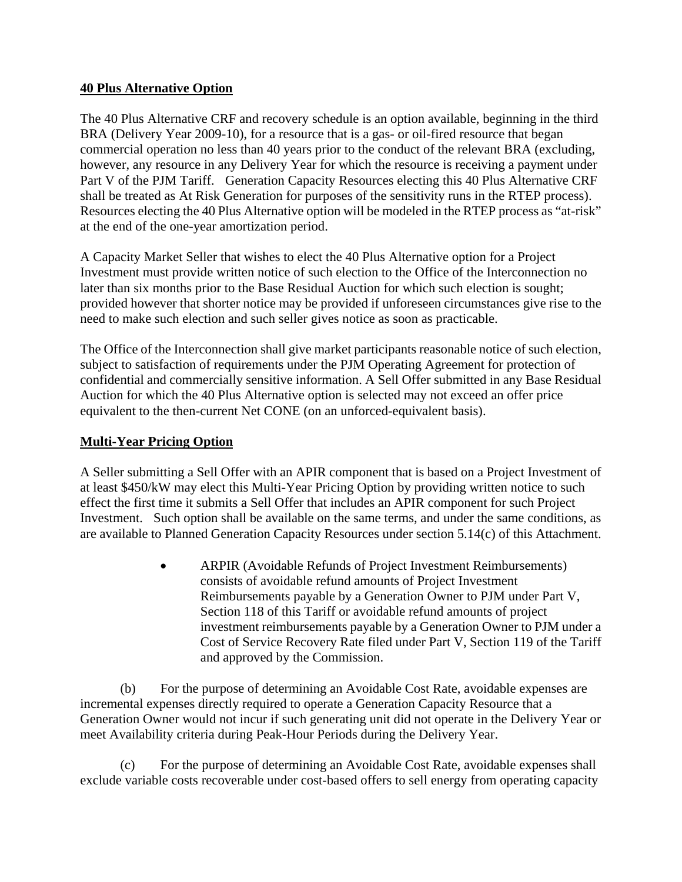**40 Plus Alternative Option**

The 40 Plus Alternative CRF and recovery schedule is an option available, beginning in the third BRA (Delivery Year 2009-10), for a resource that is a gas- or oil-fired resource that began commercial operation no less than 40 years prior to the conduct of the relevant BRA (excluding, however, any resource in any Delivery Year for which the resource is receiving a payment under Part V of the PJM Tariff. Generation Capacity Resources electing this 40 Plus Alternative CRF shall be treated as At Risk Generation for purposes of the sensitivity runs in the RTEP process). Resources electing the 40 Plus Alternative option will be modeled in the RTEP process as "at-risk" at the end of the one-year amortization period.

A Capacity Market Seller that wishes to elect the 40 Plus Alternative option for a Project Investment must provide written notice of such election to the Office of the Interconnection no later than six months prior to the Base Residual Auction for which such election is sought; provided however that shorter notice may be provided if unforeseen circumstances give rise to the need to make such election and such seller gives notice as soon as practicable.

The Office of the Interconnection shall give market participants reasonable notice of such election, subject to satisfaction of requirements under the PJM Operating Agreement for protection of confidential and commercially sensitive information. A Sell Offer submitted in any Base Residual Auction for which the 40 Plus Alternative option is selected may not exceed an offer price equivalent to the then-current Net CONE (on an unforced-equivalent basis).

**Multi-Year Pricing Option**

A Seller submitting a Sell Offer with an APIR component that is based on a Project Investment of at least $450/kW may elect this Multi-Year Pricing Option by providing written notice to such effect the first time it submits a Sell Offer that includes an APIR component for such Project Investment. Such option shall be available on the same terms, and under the same conditions, as are available to Planned Generation Capacity Resources under section 5.14(c) of this Attachment.

- ARPIR (Avoidable Refunds of Project Investment Reimbursements) consists of avoidable refund amounts of Project Investment Reimbursements payable by a Generation Owner to PJM under Part V, Section 118 of this Tariff or avoidable refund amounts of project investment reimbursements payable by a Generation Owner to PJM under a Cost of Service Recovery Rate filed under Part V, Section 119 of the Tariff and approved by the Commission.

(b) For the purpose of determining an Avoidable Cost Rate, avoidable expenses are incremental expenses directly required to operate a Generation Capacity Resource that a Generation Owner would not incur if such generating unit did not operate in the Delivery Year or meet Availability criteria during Peak-Hour Periods during the Delivery Year.

(c) For the purpose of determining an Avoidable Cost Rate, avoidable expenses shall exclude variable costs recoverable under cost-based offers to sell energy from operating capacity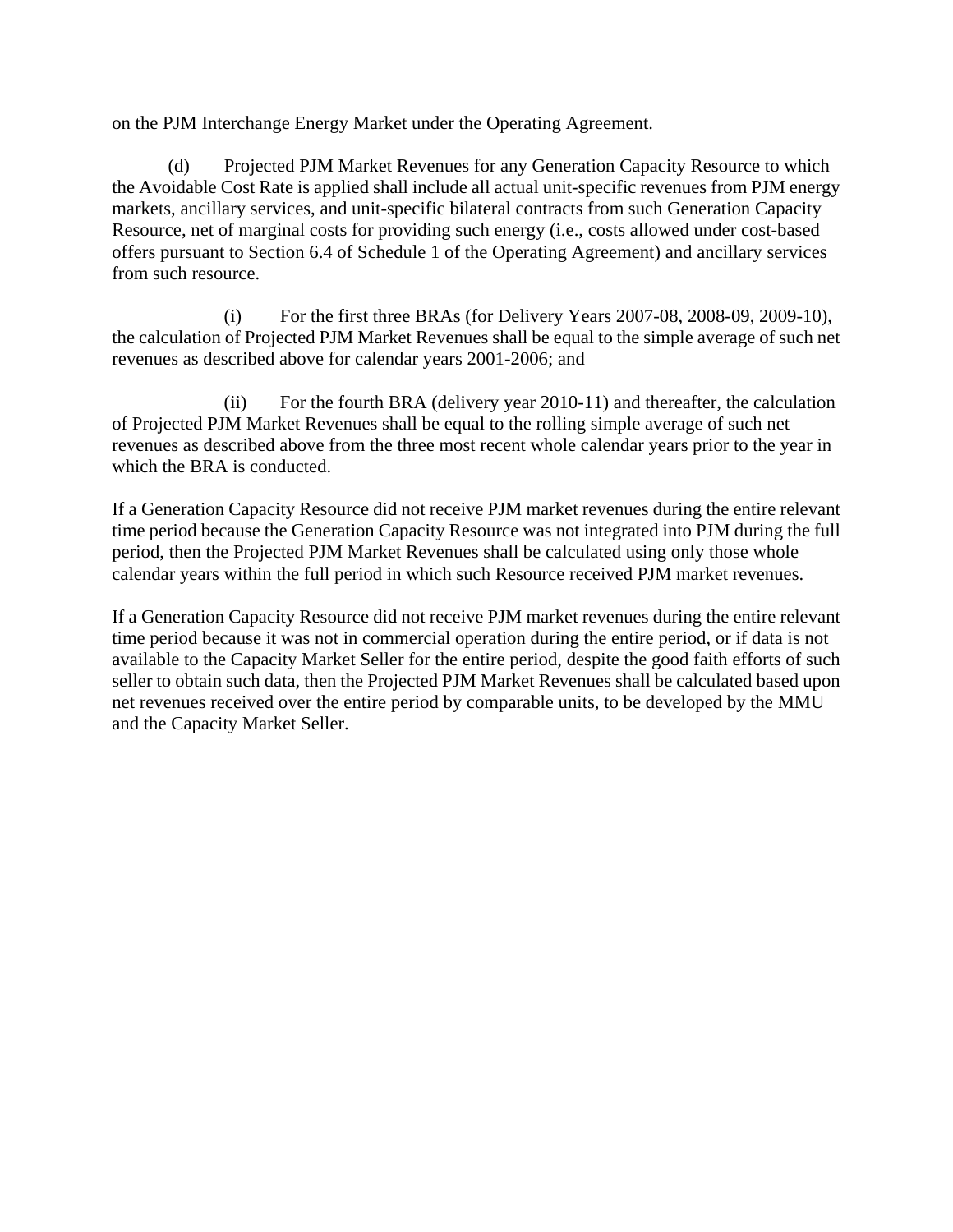on the PJM Interchange Energy Market under the Operating Agreement.

(d) Projected PJM Market Revenues for any Generation Capacity Resource to which the Avoidable Cost Rate is applied shall include all actual unit-specific revenues from PJM energy markets, ancillary services, and unit-specific bilateral contracts from such Generation Capacity Resource, net of marginal costs for providing such energy (i.e., costs allowed under cost-based offers pursuant to Section 6.4 of Schedule 1 of the Operating Agreement) and ancillary services from such resource.

(i) For the first three BRAs (for Delivery Years 2007-08, 2008-09, 2009-10), the calculation of Projected PJM Market Revenues shall be equal to the simple average of such net revenues as described above for calendar years 2001-2006; and

(ii) For the fourth BRA (delivery year 2010-11) and thereafter, the calculation of Projected PJM Market Revenues shall be equal to the rolling simple average of such net revenues as described above from the three most recent whole calendar years prior to the year in which the BRA is conducted.

If a Generation Capacity Resource did not receive PJM market revenues during the entire relevant time period because the Generation Capacity Resource was not integrated into PJM during the full period, then the Projected PJM Market Revenues shall be calculated using only those whole calendar years within the full period in which such Resource received PJM market revenues.

If a Generation Capacity Resource did not receive PJM market revenues during the entire relevant time period because it was not in commercial operation during the entire period, or if data is not available to the Capacity Market Seller for the entire period, despite the good faith efforts of such seller to obtain such data, then the Projected PJM Market Revenues shall be calculated based upon net revenues received over the entire period by comparable units, to be developed by the MMU and the Capacity Market Seller.